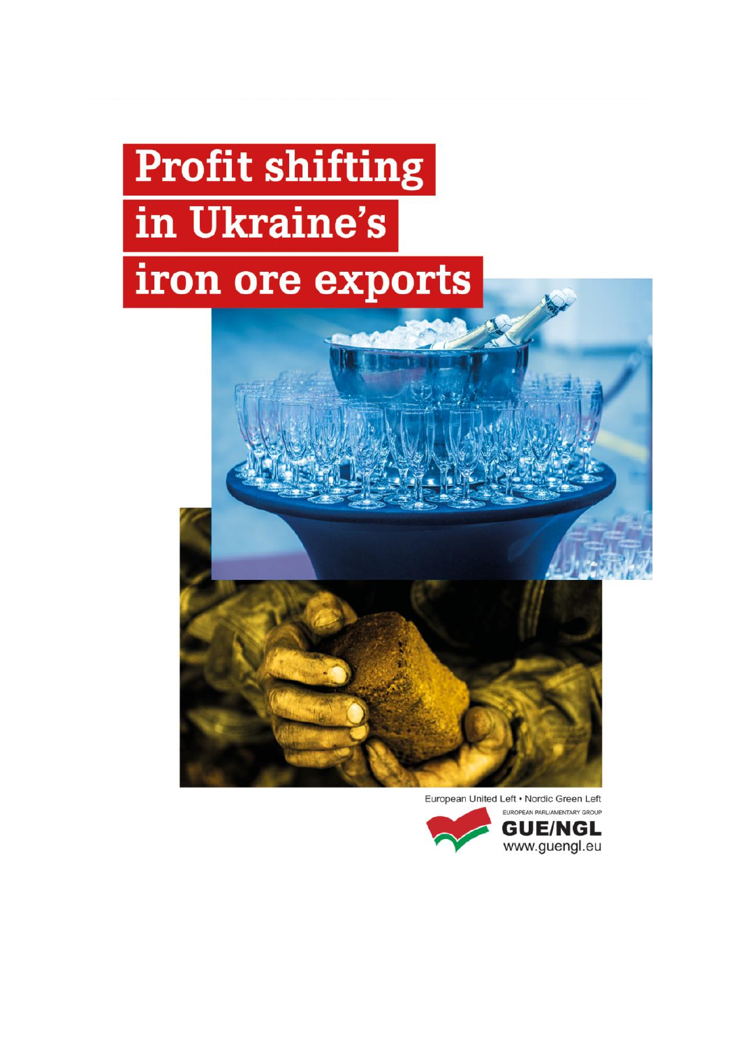# Profit shifting in Ukraine's iron ore exports

European United Left • Nordic Green Left

EUROPEAN PARLIAMENTARY GROUP

GUE/NGL

www.guengl.eu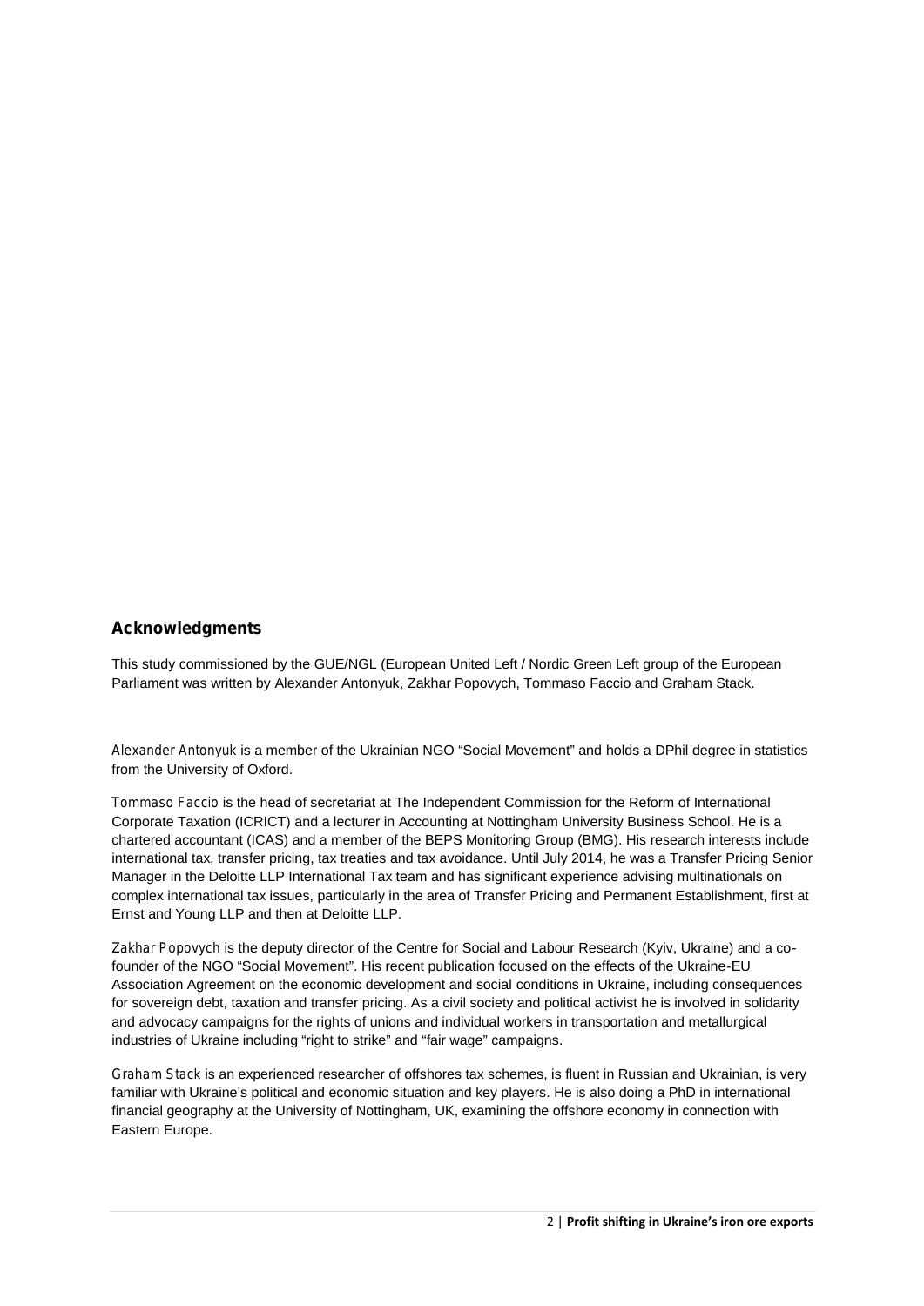## Acknowledgments

This study commissioned by the GUE/NGL (European United Left / Nordic Green Left group of the European Parliament was written by Alexander Antonyuk, Zakhar Popovych, Tommaso Faccio and Graham Stack.

*Alexander Antonyuk* is a member of the Ukrainian NGO "Social Movement" and holds a DPhil degree in statistics from the University of Oxford.

*Tommaso Faccio* is the head of secretariat at The Independent Commission for the Reform of International Corporate Taxation (ICRICT) and a lecturer in Accounting at Nottingham University Business School. He is a chartered accountant (ICAS) and a member of the BEPS Monitoring Group (BMG). His research interests include international tax, transfer pricing, tax treaties and tax avoidance. Until July 2014, he was a Transfer Pricing Senior Manager in the Deloitte LLP International Tax team and has significant experience advising multinationals on complex international tax issues, particularly in the area of Transfer Pricing and Permanent Establishment, first at Ernst and Young LLP and then at Deloitte LLP.

*Zakhar Popovych* is the deputy director of the Centre for Social and Labour Research (Kyiv, Ukraine) and a co-founder of the NGO "Social Movement". His recent publication focused on the effects of the Ukraine-EU Association Agreement on the economic development and social conditions in Ukraine, including consequences for sovereign debt, taxation and transfer pricing. As a civil society and political activist he is involved in solidarity and advocacy campaigns for the rights of unions and individual workers in transportation and metallurgical industries of Ukraine including "right to strike" and "fair wage" campaigns.

*Graham Stack* is an experienced researcher of offshores tax schemes, is fluent in Russian and Ukrainian, is very familiar with Ukraine's political and economic situation and key players. He is also doing a PhD in international financial geography at the University of Nottingham, UK, examining the offshore economy in connection with Eastern Europe.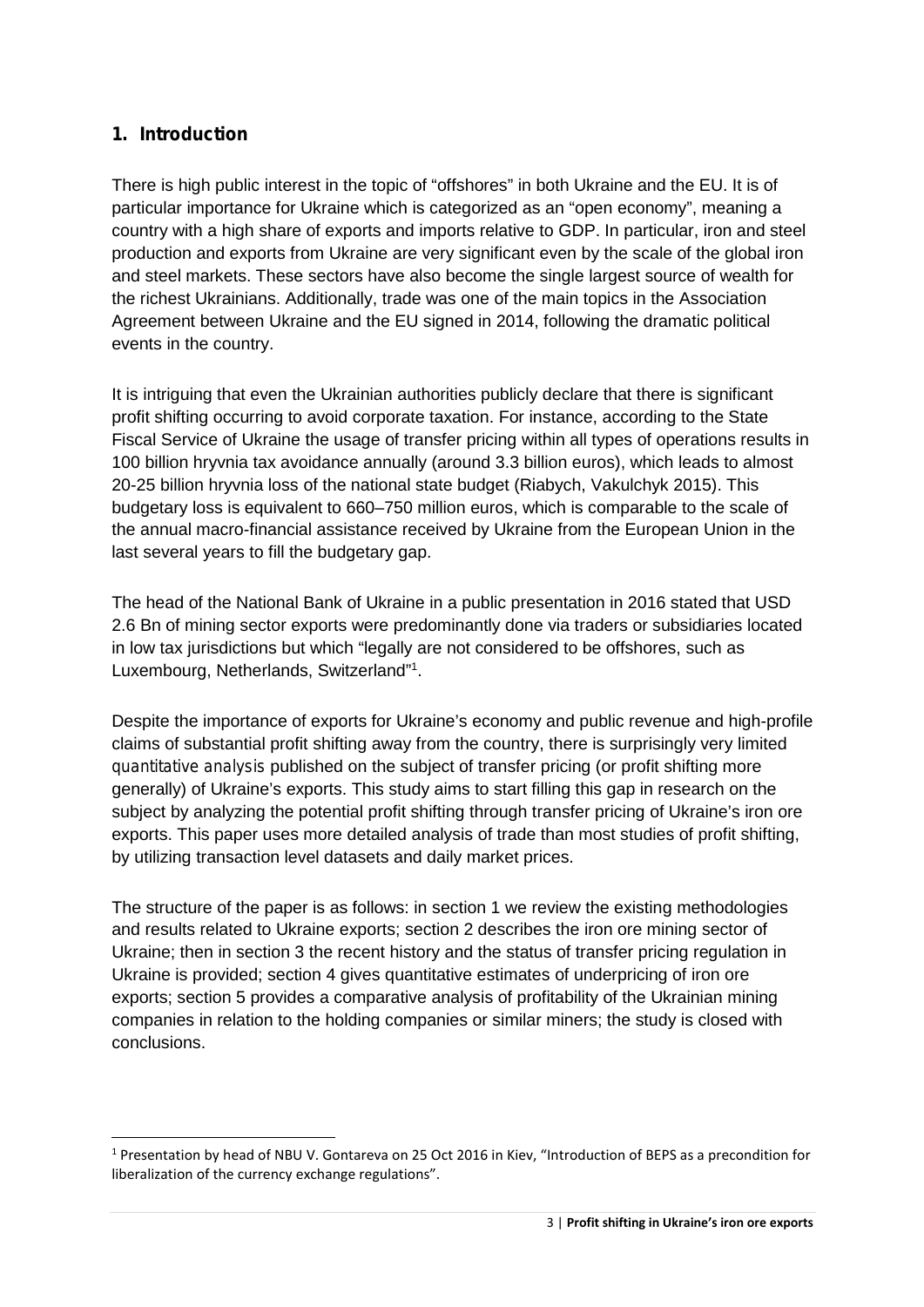## 1. Introduction

There is high public interest in the topic of "offshores" in both Ukraine and the EU. It is of particular importance for Ukraine which is categorized as an "open economy", meaning a country with a high share of exports and imports relative to GDP. In particular, iron and steel production and exports from Ukraine are very significant even by the scale of the global iron and steel markets. These sectors have also become the single largest source of wealth for the richest Ukrainians. Additionally, trade was one of the main topics in the Association Agreement between Ukraine and the EU signed in 2014, following the dramatic political events in the country.

It is intriguing that even the Ukrainian authorities publicly declare that there is significant profit shifting occurring to avoid corporate taxation. For instance, according to the State Fiscal Service of Ukraine the usage of transfer pricing within all types of operations results in 100 billion hryvnia tax avoidance annually (around 3.3 billion euros), which leads to almost 20-25 billion hryvnia loss of the national state budget (Riabych, Vakulchyk 2015). This budgetary loss is equivalent to 660–750 million euros, which is comparable to the scale of the annual macro-financial assistance received by Ukraine from the European Union in the last several years to fill the budgetary gap.

The head of the National Bank of Ukraine in a public presentation in 2016 stated that USD 2.6 Bn of mining sector exports were predominantly done via traders or subsidiaries located in low tax jurisdictions but which "legally are not considered to be offshores, such as Luxembourg, Netherlands, Switzerland"[1].

Despite the importance of exports for Ukraine's economy and public revenue and high-profile claims of substantial profit shifting away from the country, there is surprisingly very limited *quantitative analysis* published on the subject of transfer pricing (or profit shifting more generally) of Ukraine's exports. This study aims to start filling this gap in research on the subject by analyzing the potential profit shifting through transfer pricing of Ukraine's iron ore exports. This paper uses more detailed analysis of trade than most studies of profit shifting, by utilizing transaction level datasets and daily market prices.

The structure of the paper is as follows: in section 1 we review the existing methodologies and results related to Ukraine exports; section 2 describes the iron ore mining sector of Ukraine; then in section 3 the recent history and the status of transfer pricing regulation in Ukraine is provided; section 4 gives quantitative estimates of underpricing of iron ore exports; section 5 provides a comparative analysis of profitability of the Ukrainian mining companies in relation to the holding companies or similar miners; the study is closed with conclusions.

[1] Presentation by head of NBU V. Gontareva on 25 Oct 2016 in Kiev, "Introduction of BEPS as a precondition for liberalization of the currency exchange regulations".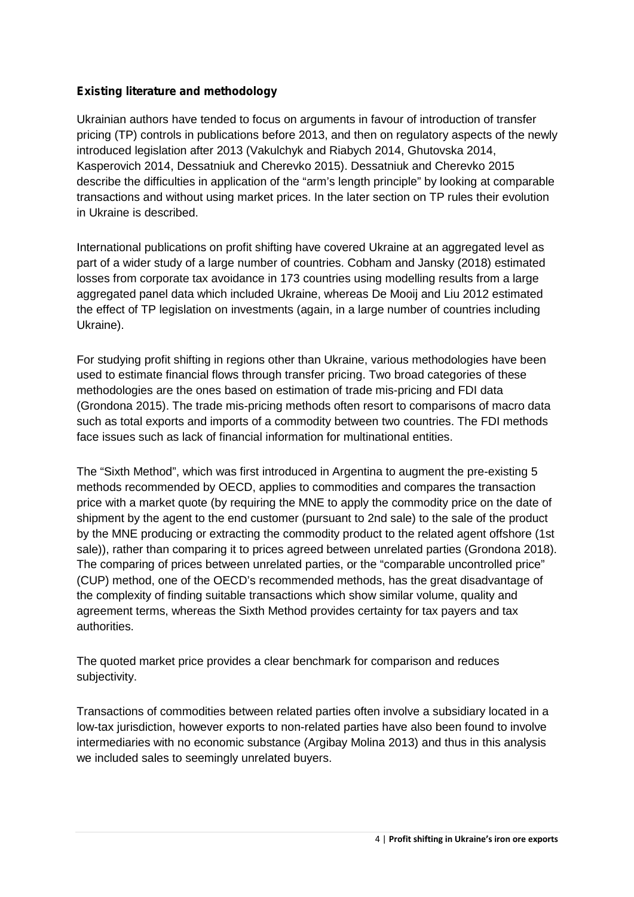**Existing literature and methodology**

Ukrainian authors have tended to focus on arguments in favour of introduction of transfer pricing (TP) controls in publications before 2013, and then on regulatory aspects of the newly introduced legislation after 2013 (Vakulchyk and Riabych 2014, Ghutovska 2014, Kasperovich 2014, Dessatniuk and Cherevko 2015). Dessatniuk and Cherevko 2015 describe the difficulties in application of the "arm's length principle" by looking at comparable transactions and without using market prices. In the later section on TP rules their evolution in Ukraine is described.

International publications on profit shifting have covered Ukraine at an aggregated level as part of a wider study of a large number of countries. Cobham and Jansky (2018) estimated losses from corporate tax avoidance in 173 countries using modelling results from a large aggregated panel data which included Ukraine, whereas De Mooij and Liu 2012 estimated the effect of TP legislation on investments (again, in a large number of countries including Ukraine).

For studying profit shifting in regions other than Ukraine, various methodologies have been used to estimate financial flows through transfer pricing. Two broad categories of these methodologies are the ones based on estimation of trade mis-pricing and FDI data (Grondona 2015). The trade mis-pricing methods often resort to comparisons of macro data such as total exports and imports of a commodity between two countries. The FDI methods face issues such as lack of financial information for multinational entities.

The "Sixth Method", which was first introduced in Argentina to augment the pre-existing 5 methods recommended by OECD, applies to commodities and compares the transaction price with a market quote (by requiring the MNE to apply the commodity price on the date of shipment by the agent to the end customer (pursuant to 2nd sale) to the sale of the product by the MNE producing or extracting the commodity product to the related agent offshore (1st sale)), rather than comparing it to prices agreed between unrelated parties (Grondona 2018). The comparing of prices between unrelated parties, or the "comparable uncontrolled price" (CUP) method, one of the OECD's recommended methods, has the great disadvantage of the complexity of finding suitable transactions which show similar volume, quality and agreement terms, whereas the Sixth Method provides certainty for tax payers and tax authorities.

The quoted market price provides a clear benchmark for comparison and reduces subjectivity.

Transactions of commodities between related parties often involve a subsidiary located in a low-tax jurisdiction, however exports to non-related parties have also been found to involve intermediaries with no economic substance (Argibay Molina 2013) and thus in this analysis we included sales to seemingly unrelated buyers.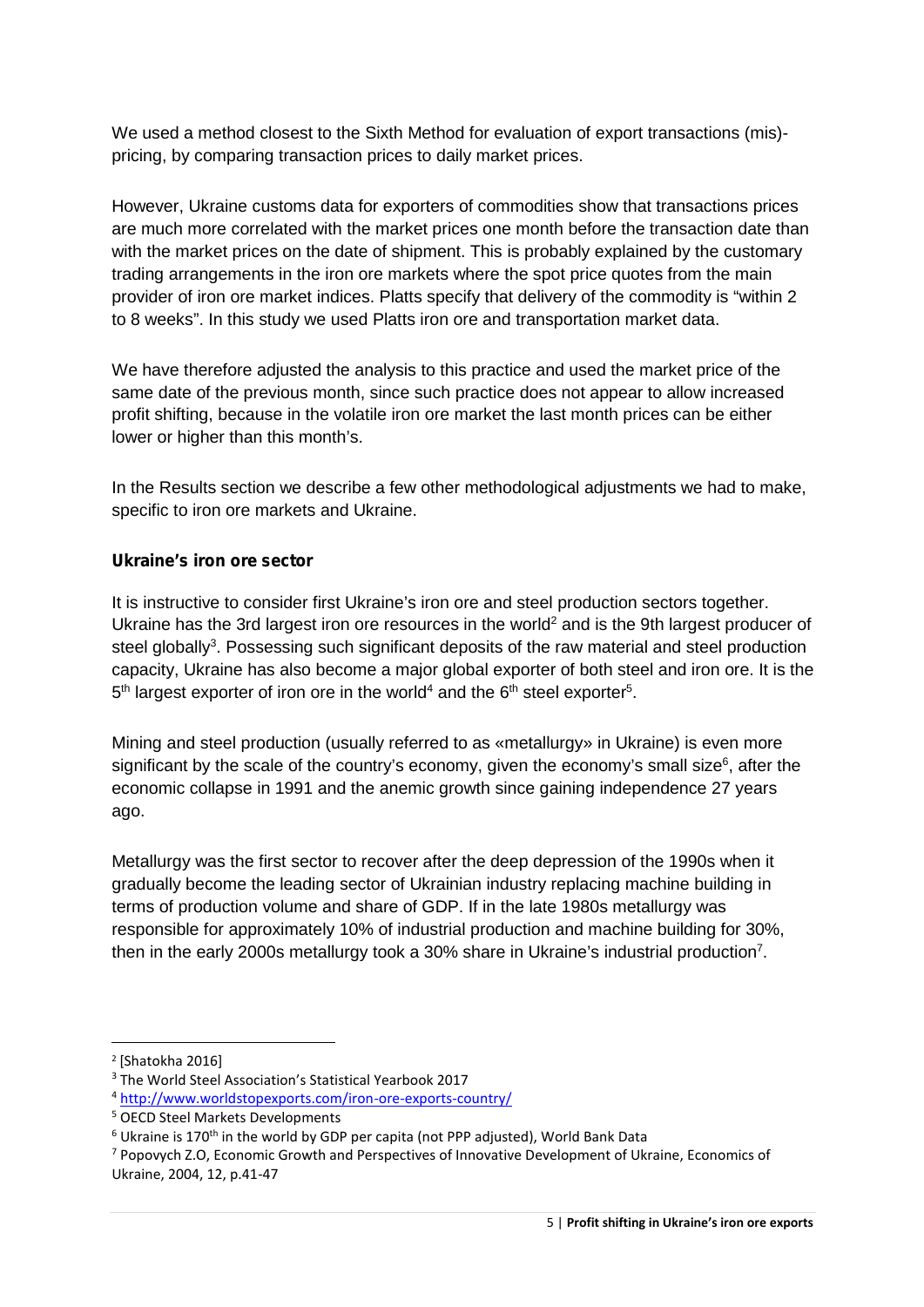We used a method closest to the Sixth Method for evaluation of export transactions (mis)-pricing, by comparing transaction prices to daily market prices.

However, Ukraine customs data for exporters of commodities show that transactions prices are much more correlated with the market prices one month before the transaction date than with the market prices on the date of shipment. This is probably explained by the customary trading arrangements in the iron ore markets where the spot price quotes from the main provider of iron ore market indices. Platts specify that delivery of the commodity is "within 2 to 8 weeks". In this study we used Platts iron ore and transportation market data.

We have therefore adjusted the analysis to this practice and used the market price of the same date of the previous month, since such practice does not appear to allow increased profit shifting, because in the volatile iron ore market the last month prices can be either lower or higher than this month's.

In the Results section we describe a few other methodological adjustments we had to make, specific to iron ore markets and Ukraine.

**Ukraine's iron ore sector**

It is instructive to consider first Ukraine's iron ore and steel production sectors together. Ukraine has the 3rd largest iron ore resources in the world[2] and is the 9th largest producer of steel globally[3]. Possessing such significant deposits of the raw material and steel production capacity, Ukraine has also become a major global exporter of both steel and iron ore. It is the 5th largest exporter of iron ore in the world[4] and the 6th steel exporter[5].

Mining and steel production (usually referred to as «metallurgy» in Ukraine) is even more significant by the scale of the country's economy, given the economy's small size[6], after the economic collapse in 1991 and the anemic growth since gaining independence 27 years ago.

Metallurgy was the first sector to recover after the deep depression of the 1990s when it gradually become the leading sector of Ukrainian industry replacing machine building in terms of production volume and share of GDP. If in the late 1980s metallurgy was responsible for approximately 10% of industrial production and machine building for 30%, then in the early 2000s metallurgy took a 30% share in Ukraine's industrial production[7].

---

[2] [Shatokha 2016]

[3] The World Steel Association's Statistical Yearbook 2017

[4] http://www.worldstopexports.com/iron-ore-exports-country/

[5] OECD Steel Markets Developments

[6] Ukraine is 170th in the world by GDP per capita (not PPP adjusted), World Bank Data

[7] Popovych Z.O, Economic Growth and Perspectives of Innovative Development of Ukraine, Economics of Ukraine, 2004, 12, p.41-47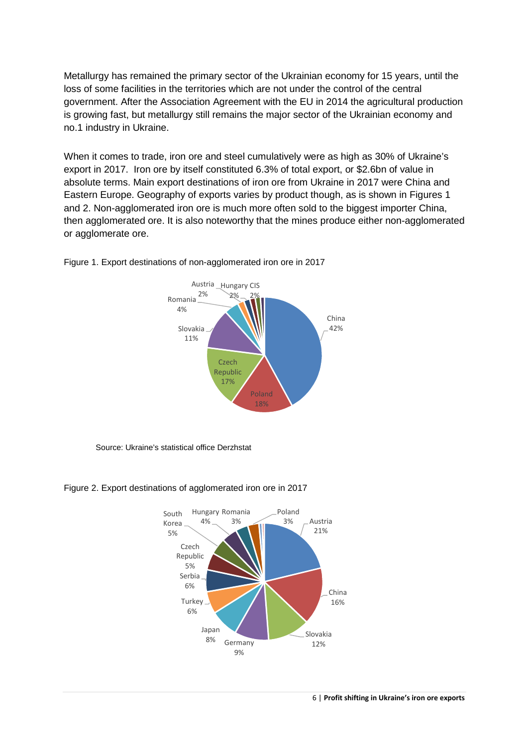Metallurgy has remained the primary sector of the Ukrainian economy for 15 years, until the loss of some facilities in the territories which are not under the control of the central government. After the Association Agreement with the EU in 2014 the agricultural production is growing fast, but metallurgy still remains the major sector of the Ukrainian economy and no.1 industry in Ukraine.

When it comes to trade, iron ore and steel cumulatively were as high as 30% of Ukraine's export in 2017. Iron ore by itself constituted 6.3% of total export, or $2.6bn of value in absolute terms. Main export destinations of iron ore from Ukraine in 2017 were China and Eastern Europe. Geography of exports varies by product though, as is shown in Figures 1 and 2. Non-agglomerated iron ore is much more often sold to the biggest importer China, then agglomerated ore. It is also noteworthy that the mines produce either non-agglomerated or agglomerate ore.

Figure 1. Export destinations of non-agglomerated iron ore in 2017

Source: Ukraine's statistical office Derzhstat

Figure 2. Export destinations of agglomerated iron ore in 2017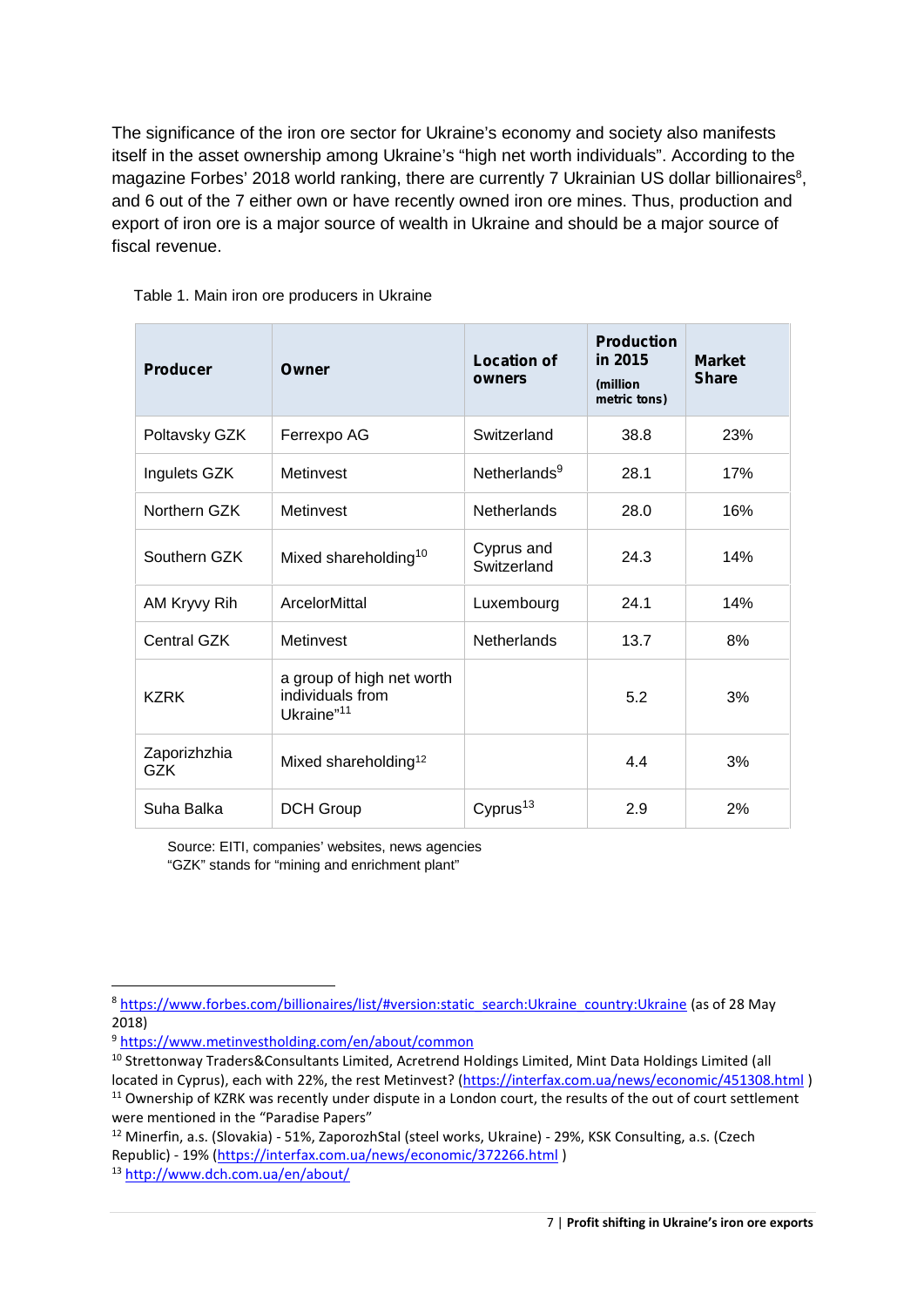The significance of the iron ore sector for Ukraine's economy and society also manifests itself in the asset ownership among Ukraine's "high net worth individuals". According to the magazine Forbes' 2018 world ranking, there are currently 7 Ukrainian US dollar billionaires[8], and 6 out of the 7 either own or have recently owned iron ore mines. Thus, production and export of iron ore is a major source of wealth in Ukraine and should be a major source of fiscal revenue.

Table 1. Main iron ore producers in Ukraine

| Producer | Owner | Location of owners | Production in 2015 (million metric tons) | Market Share |
|---|---|---|---|---|
| Poltavsky GZK | Ferrexpo AG | Switzerland | 38.8 | 23% |
| Ingulets GZK | Metinvest | Netherlands[9] | 28.1 | 17% |
| Northern GZK | Metinvest | Netherlands | 28.0 | 16% |
| Southern GZK | Mixed shareholding[10] | Cyprus and Switzerland | 24.3 | 14% |
| AM Kryvy Rih | ArcelorMittal | Luxembourg | 24.1 | 14% |
| Central GZK | Metinvest | Netherlands | 13.7 | 8% |
| KZRK | a group of high net worth individuals from Ukraine"[11] | | 5.2 | 3% |
| Zaporizhzhia GZK | Mixed shareholding[12] | | 4.4 | 3% |
| Suha Balka | DCH Group | Cyprus[13] | 2.9 | 2% |

Source: EITI, companies' websites, news agencies
"GZK" stands for "mining and enrichment plant"

---

[8] https://www.forbes.com/billionaires/list/#version:static_search:Ukraine_country:Ukraine (as of 28 May 2018)

[9] https://www.metinvestholding.com/en/about/common

[10] Strettonway Traders&Consultants Limited, Acretrend Holdings Limited, Mint Data Holdings Limited (all located in Cyprus), each with 22%, the rest Metinvest? (https://interfax.com.ua/news/economic/451308.html )

[11] Ownership of KZRK was recently under dispute in a London court, the results of the out of court settlement were mentioned in the "Paradise Papers"

[12] Minerfin, a.s. (Slovakia) - 51%, ZaporozhStal (steel works, Ukraine) - 29%, KSK Consulting, a.s. (Czech Republic) - 19% (https://interfax.com.ua/news/economic/372266.html )

[13] http://www.dch.com.ua/en/about/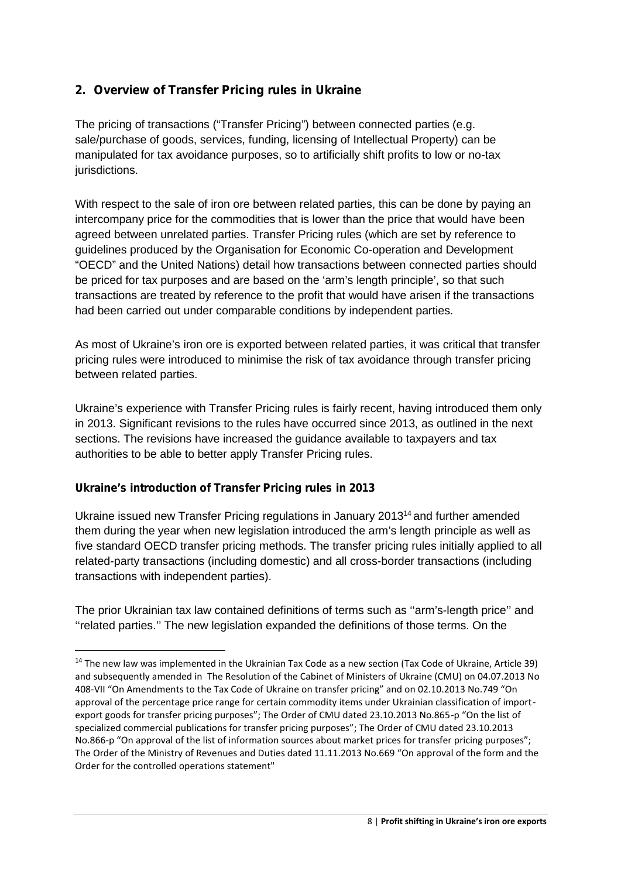## 2. Overview of Transfer Pricing rules in Ukraine

The pricing of transactions ("Transfer Pricing") between connected parties (e.g. sale/purchase of goods, services, funding, licensing of Intellectual Property) can be manipulated for tax avoidance purposes, so to artificially shift profits to low or no-tax jurisdictions.

With respect to the sale of iron ore between related parties, this can be done by paying an intercompany price for the commodities that is lower than the price that would have been agreed between unrelated parties. Transfer Pricing rules (which are set by reference to guidelines produced by the Organisation for Economic Co-operation and Development "OECD" and the United Nations) detail how transactions between connected parties should be priced for tax purposes and are based on the 'arm's length principle', so that such transactions are treated by reference to the profit that would have arisen if the transactions had been carried out under comparable conditions by independent parties.

As most of Ukraine's iron ore is exported between related parties, it was critical that transfer pricing rules were introduced to minimise the risk of tax avoidance through transfer pricing between related parties.

Ukraine's experience with Transfer Pricing rules is fairly recent, having introduced them only in 2013. Significant revisions to the rules have occurred since 2013, as outlined in the next sections. The revisions have increased the guidance available to taxpayers and tax authorities to be able to better apply Transfer Pricing rules.

### Ukraine's introduction of Transfer Pricing rules in 2013

Ukraine issued new Transfer Pricing regulations in January 2013[14] and further amended them during the year when new legislation introduced the arm's length principle as well as five standard OECD transfer pricing methods. The transfer pricing rules initially applied to all related-party transactions (including domestic) and all cross-border transactions (including transactions with independent parties).

The prior Ukrainian tax law contained definitions of terms such as ''arm's-length price'' and ''related parties.'' The new legislation expanded the definitions of those terms. On the

[14] The new law was implemented in the Ukrainian Tax Code as a new section (Tax Code of Ukraine, Article 39) and subsequently amended in The Resolution of the Cabinet of Ministers of Ukraine (CMU) on 04.07.2013 No 408-VII "On Amendments to the Tax Code of Ukraine on transfer pricing" and on 02.10.2013 No.749 "On approval of the percentage price range for certain commodity items under Ukrainian classification of import-export goods for transfer pricing purposes"; The Order of CMU dated 23.10.2013 No.865-p "On the list of specialized commercial publications for transfer pricing purposes"; The Order of CMU dated 23.10.2013 No.866-p "On approval of the list of information sources about market prices for transfer pricing purposes"; The Order of the Ministry of Revenues and Duties dated 11.11.2013 No.669 "On approval of the form and the Order for the controlled operations statement"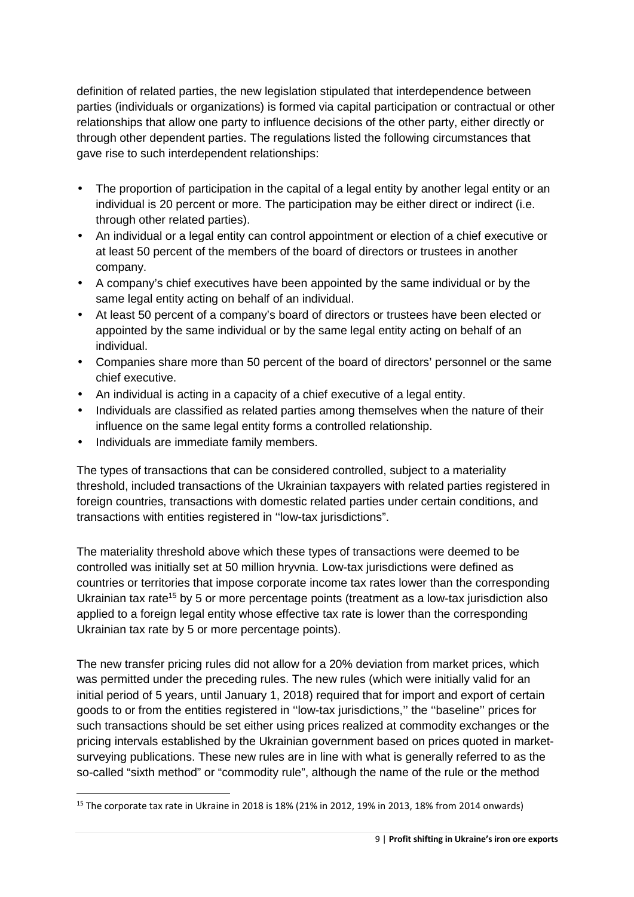definition of related parties, the new legislation stipulated that interdependence between parties (individuals or organizations) is formed via capital participation or contractual or other relationships that allow one party to influence decisions of the other party, either directly or through other dependent parties. The regulations listed the following circumstances that gave rise to such interdependent relationships:

- The proportion of participation in the capital of a legal entity by another legal entity or an individual is 20 percent or more. The participation may be either direct or indirect (i.e. through other related parties).
- An individual or a legal entity can control appointment or election of a chief executive or at least 50 percent of the members of the board of directors or trustees in another company.
- A company's chief executives have been appointed by the same individual or by the same legal entity acting on behalf of an individual.
- At least 50 percent of a company's board of directors or trustees have been elected or appointed by the same individual or by the same legal entity acting on behalf of an individual.
- Companies share more than 50 percent of the board of directors' personnel or the same chief executive.
- An individual is acting in a capacity of a chief executive of a legal entity.
- Individuals are classified as related parties among themselves when the nature of their influence on the same legal entity forms a controlled relationship.
- Individuals are immediate family members.

The types of transactions that can be considered controlled, subject to a materiality threshold, included transactions of the Ukrainian taxpayers with related parties registered in foreign countries, transactions with domestic related parties under certain conditions, and transactions with entities registered in ''low-tax jurisdictions".

The materiality threshold above which these types of transactions were deemed to be controlled was initially set at 50 million hryvnia. Low-tax jurisdictions were defined as countries or territories that impose corporate income tax rates lower than the corresponding Ukrainian tax rate[15] by 5 or more percentage points (treatment as a low-tax jurisdiction also applied to a foreign legal entity whose effective tax rate is lower than the corresponding Ukrainian tax rate by 5 or more percentage points).

The new transfer pricing rules did not allow for a 20% deviation from market prices, which was permitted under the preceding rules. The new rules (which were initially valid for an initial period of 5 years, until January 1, 2018) required that for import and export of certain goods to or from the entities registered in ''low-tax jurisdictions,'' the ''baseline'' prices for such transactions should be set either using prices realized at commodity exchanges or the pricing intervals established by the Ukrainian government based on prices quoted in market-surveying publications. These new rules are in line with what is generally referred to as the so-called "sixth method" or "commodity rule", although the name of the rule or the method

[15] The corporate tax rate in Ukraine in 2018 is 18% (21% in 2012, 19% in 2013, 18% from 2014 onwards)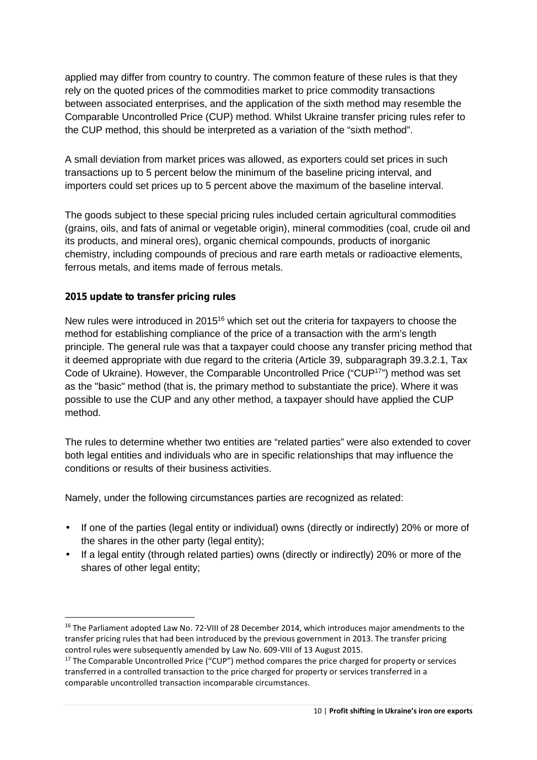applied may differ from country to country. The common feature of these rules is that they rely on the quoted prices of the commodities market to price commodity transactions between associated enterprises, and the application of the sixth method may resemble the Comparable Uncontrolled Price (CUP) method. Whilst Ukraine transfer pricing rules refer to the CUP method, this should be interpreted as a variation of the "sixth method".

A small deviation from market prices was allowed, as exporters could set prices in such transactions up to 5 percent below the minimum of the baseline pricing interval, and importers could set prices up to 5 percent above the maximum of the baseline interval.

The goods subject to these special pricing rules included certain agricultural commodities (grains, oils, and fats of animal or vegetable origin), mineral commodities (coal, crude oil and its products, and mineral ores), organic chemical compounds, products of inorganic chemistry, including compounds of precious and rare earth metals or radioactive elements, ferrous metals, and items made of ferrous metals.

**2015 update to transfer pricing rules**

New rules were introduced in 2015[16] which set out the criteria for taxpayers to choose the method for establishing compliance of the price of a transaction with the arm's length principle. The general rule was that a taxpayer could choose any transfer pricing method that it deemed appropriate with due regard to the criteria (Article 39, subparagraph 39.3.2.1, Tax Code of Ukraine). However, the Comparable Uncontrolled Price ("CUP[17]") method was set as the "basic" method (that is, the primary method to substantiate the price). Where it was possible to use the CUP and any other method, a taxpayer should have applied the CUP method.

The rules to determine whether two entities are "related parties" were also extended to cover both legal entities and individuals who are in specific relationships that may influence the conditions or results of their business activities.

Namely, under the following circumstances parties are recognized as related:

- If one of the parties (legal entity or individual) owns (directly or indirectly) 20% or more of the shares in the other party (legal entity);
- If a legal entity (through related parties) owns (directly or indirectly) 20% or more of the shares of other legal entity;

[16] The Parliament adopted Law No. 72-VIII of 28 December 2014, which introduces major amendments to the transfer pricing rules that had been introduced by the previous government in 2013. The transfer pricing control rules were subsequently amended by Law No. 609-VIII of 13 August 2015.

[17] The Comparable Uncontrolled Price ("CUP") method compares the price charged for property or services transferred in a controlled transaction to the price charged for property or services transferred in a comparable uncontrolled transaction incomparable circumstances.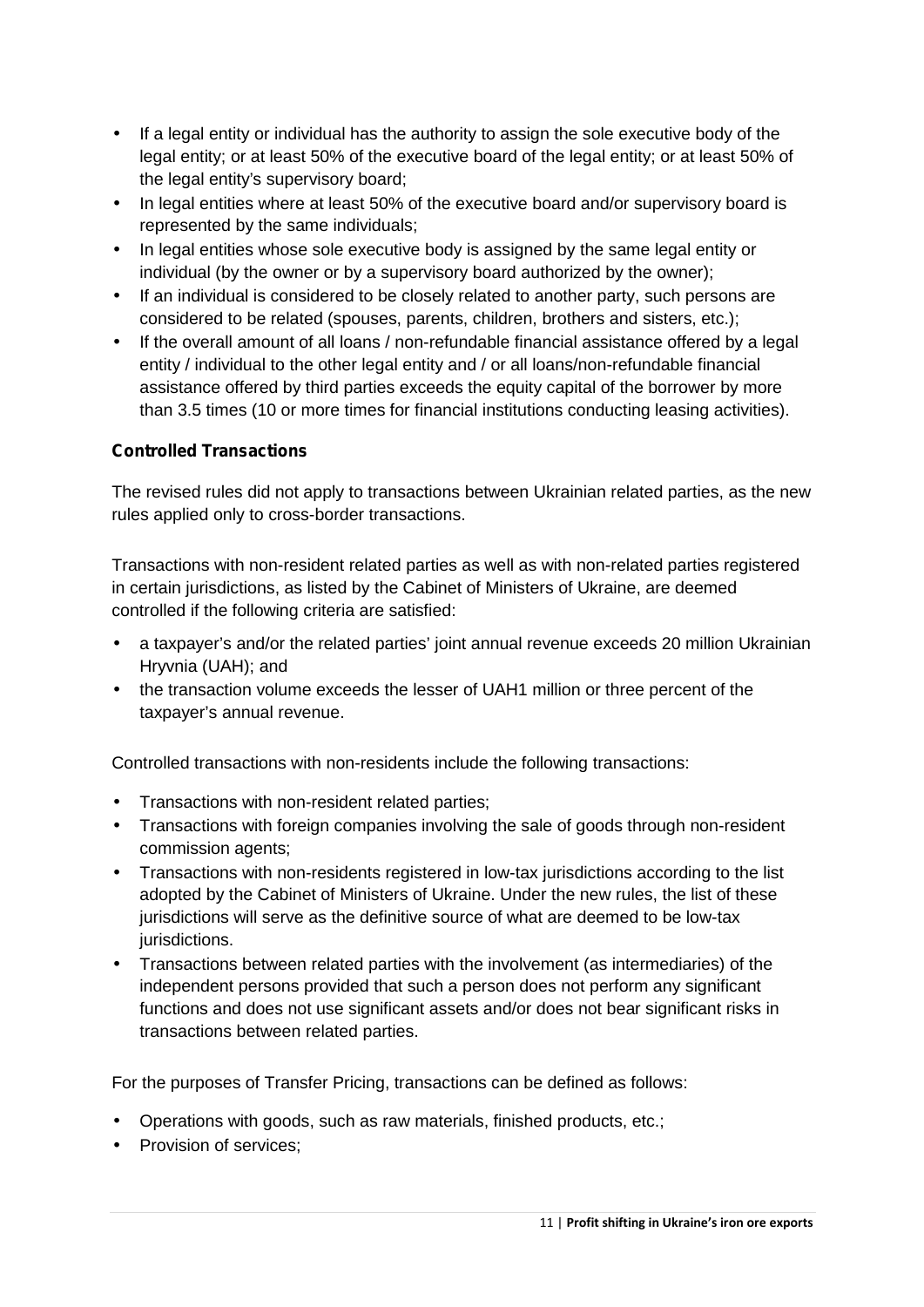- If a legal entity or individual has the authority to assign the sole executive body of the legal entity; or at least 50% of the executive board of the legal entity; or at least 50% of the legal entity's supervisory board;
- In legal entities where at least 50% of the executive board and/or supervisory board is represented by the same individuals;
- In legal entities whose sole executive body is assigned by the same legal entity or individual (by the owner or by a supervisory board authorized by the owner);
- If an individual is considered to be closely related to another party, such persons are considered to be related (spouses, parents, children, brothers and sisters, etc.);
- If the overall amount of all loans / non-refundable financial assistance offered by a legal entity / individual to the other legal entity and / or all loans/non-refundable financial assistance offered by third parties exceeds the equity capital of the borrower by more than 3.5 times (10 or more times for financial institutions conducting leasing activities).

**Controlled Transactions**

The revised rules did not apply to transactions between Ukrainian related parties, as the new rules applied only to cross-border transactions.

Transactions with non-resident related parties as well as with non-related parties registered in certain jurisdictions, as listed by the Cabinet of Ministers of Ukraine, are deemed controlled if the following criteria are satisfied:

- a taxpayer's and/or the related parties' joint annual revenue exceeds 20 million Ukrainian Hryvnia (UAH); and
- the transaction volume exceeds the lesser of UAH1 million or three percent of the taxpayer's annual revenue.

Controlled transactions with non-residents include the following transactions:

- Transactions with non-resident related parties;
- Transactions with foreign companies involving the sale of goods through non-resident commission agents;
- Transactions with non-residents registered in low-tax jurisdictions according to the list adopted by the Cabinet of Ministers of Ukraine. Under the new rules, the list of these jurisdictions will serve as the definitive source of what are deemed to be low-tax jurisdictions.
- Transactions between related parties with the involvement (as intermediaries) of the independent persons provided that such a person does not perform any significant functions and does not use significant assets and/or does not bear significant risks in transactions between related parties.

For the purposes of Transfer Pricing, transactions can be defined as follows:

- Operations with goods, such as raw materials, finished products, etc.;
- Provision of services;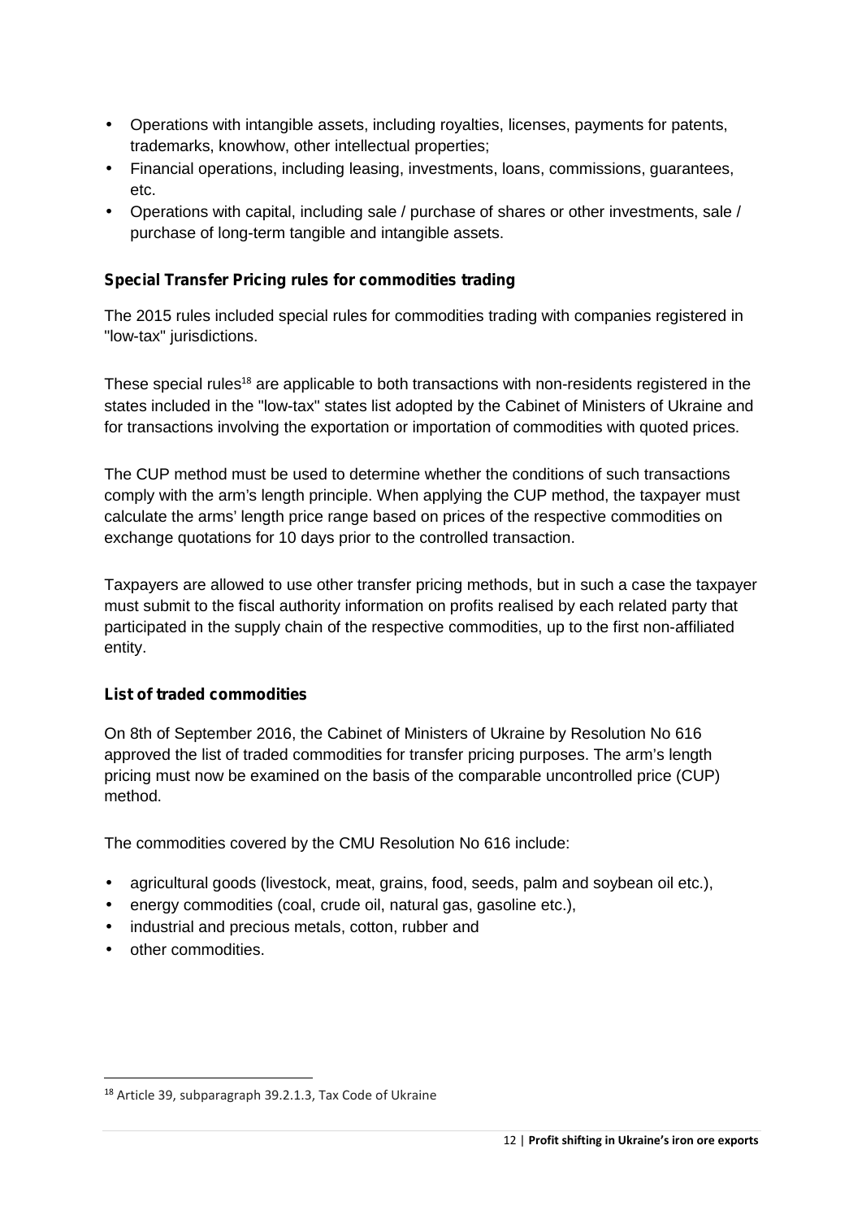- Operations with intangible assets, including royalties, licenses, payments for patents, trademarks, knowhow, other intellectual properties;
- Financial operations, including leasing, investments, loans, commissions, guarantees, etc.
- Operations with capital, including sale / purchase of shares or other investments, sale / purchase of long-term tangible and intangible assets.

**Special Transfer Pricing rules for commodities trading**

The 2015 rules included special rules for commodities trading with companies registered in "low-tax" jurisdictions.

These special rules[18] are applicable to both transactions with non-residents registered in the states included in the "low-tax" states list adopted by the Cabinet of Ministers of Ukraine and for transactions involving the exportation or importation of commodities with quoted prices.

The CUP method must be used to determine whether the conditions of such transactions comply with the arm's length principle. When applying the CUP method, the taxpayer must calculate the arms' length price range based on prices of the respective commodities on exchange quotations for 10 days prior to the controlled transaction.

Taxpayers are allowed to use other transfer pricing methods, but in such a case the taxpayer must submit to the fiscal authority information on profits realised by each related party that participated in the supply chain of the respective commodities, up to the first non-affiliated entity.

**List of traded commodities**

On 8th of September 2016, the Cabinet of Ministers of Ukraine by Resolution No 616 approved the list of traded commodities for transfer pricing purposes. The arm's length pricing must now be examined on the basis of the comparable uncontrolled price (CUP) method.

The commodities covered by the CMU Resolution No 616 include:

- agricultural goods (livestock, meat, grains, food, seeds, palm and soybean oil etc.),
- energy commodities (coal, crude oil, natural gas, gasoline etc.),
- industrial and precious metals, cotton, rubber and
- other commodities.

---

[18] Article 39, subparagraph 39.2.1.3, Tax Code of Ukraine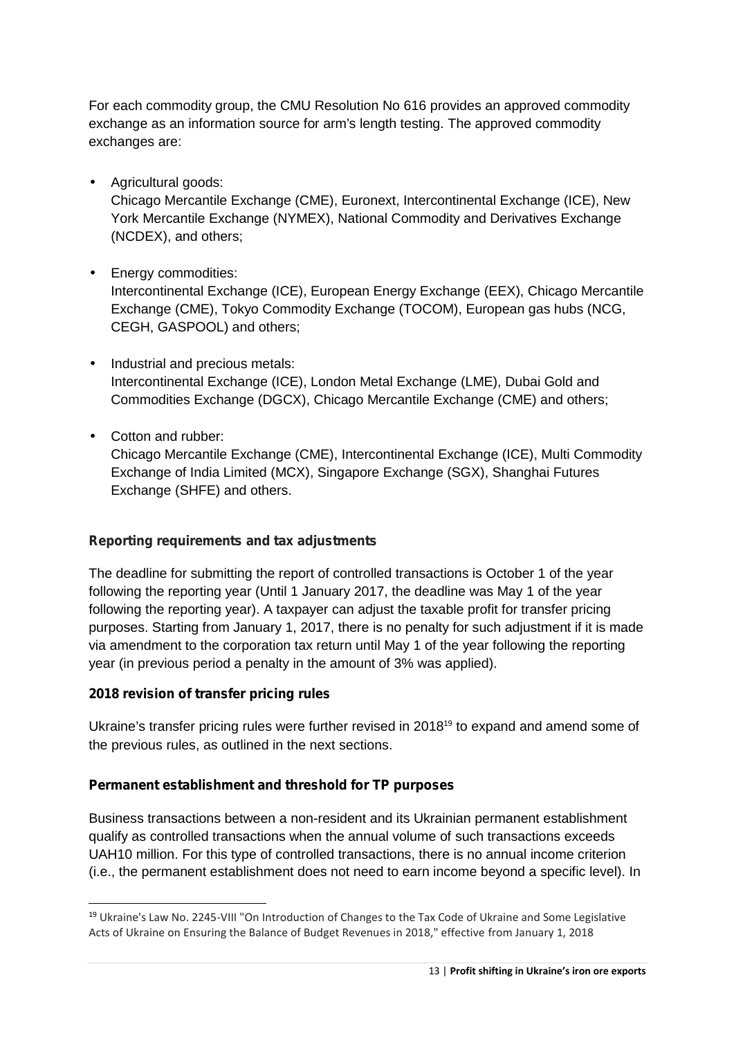For each commodity group, the CMU Resolution No 616 provides an approved commodity exchange as an information source for arm's length testing. The approved commodity exchanges are:

- Agricultural goods:
  Chicago Mercantile Exchange (CME), Euronext, Intercontinental Exchange (ICE), New York Mercantile Exchange (NYMEX), National Commodity and Derivatives Exchange (NCDEX), and others;
- Energy commodities:
  Intercontinental Exchange (ICE), European Energy Exchange (EEX), Chicago Mercantile Exchange (CME), Tokyo Commodity Exchange (TOCOM), European gas hubs (NCG, CEGH, GASPOOL) and others;
- Industrial and precious metals:
  Intercontinental Exchange (ICE), London Metal Exchange (LME), Dubai Gold and Commodities Exchange (DGCX), Chicago Mercantile Exchange (CME) and others;
- Cotton and rubber:
  Chicago Mercantile Exchange (CME), Intercontinental Exchange (ICE), Multi Commodity Exchange of India Limited (MCX), Singapore Exchange (SGX), Shanghai Futures Exchange (SHFE) and others.

**Reporting requirements and tax adjustments**

The deadline for submitting the report of controlled transactions is October 1 of the year following the reporting year (Until 1 January 2017, the deadline was May 1 of the year following the reporting year). A taxpayer can adjust the taxable profit for transfer pricing purposes. Starting from January 1, 2017, there is no penalty for such adjustment if it is made via amendment to the corporation tax return until May 1 of the year following the reporting year (in previous period a penalty in the amount of 3% was applied).

**2018 revision of transfer pricing rules**

Ukraine's transfer pricing rules were further revised in 2018[19] to expand and amend some of the previous rules, as outlined in the next sections.

**Permanent establishment and threshold for TP purposes**

Business transactions between a non-resident and its Ukrainian permanent establishment qualify as controlled transactions when the annual volume of such transactions exceeds UAH10 million. For this type of controlled transactions, there is no annual income criterion (i.e., the permanent establishment does not need to earn income beyond a specific level). In

[19] Ukraine's Law No. 2245-VIII "On Introduction of Changes to the Tax Code of Ukraine and Some Legislative Acts of Ukraine on Ensuring the Balance of Budget Revenues in 2018," effective from January 1, 2018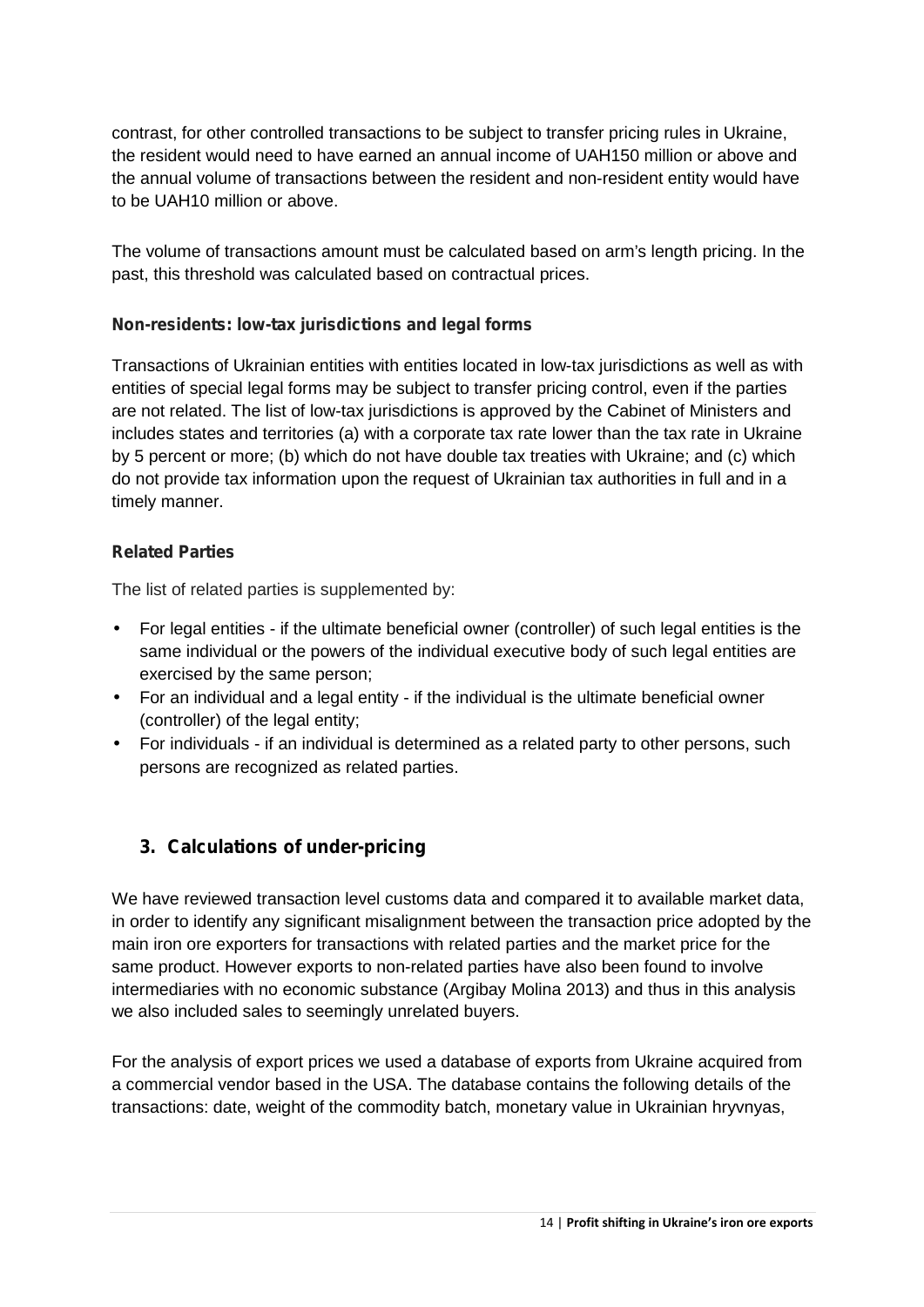contrast, for other controlled transactions to be subject to transfer pricing rules in Ukraine, the resident would need to have earned an annual income of UAH150 million or above and the annual volume of transactions between the resident and non-resident entity would have to be UAH10 million or above.

The volume of transactions amount must be calculated based on arm's length pricing. In the past, this threshold was calculated based on contractual prices.

**Non-residents: low-tax jurisdictions and legal forms**

Transactions of Ukrainian entities with entities located in low-tax jurisdictions as well as with entities of special legal forms may be subject to transfer pricing control, even if the parties are not related. The list of low-tax jurisdictions is approved by the Cabinet of Ministers and includes states and territories (a) with a corporate tax rate lower than the tax rate in Ukraine by 5 percent or more; (b) which do not have double tax treaties with Ukraine; and (c) which do not provide tax information upon the request of Ukrainian tax authorities in full and in a timely manner.

**Related Parties**

The list of related parties is supplemented by:

- For legal entities - if the ultimate beneficial owner (controller) of such legal entities is the same individual or the powers of the individual executive body of such legal entities are exercised by the same person;
- For an individual and a legal entity - if the individual is the ultimate beneficial owner (controller) of the legal entity;
- For individuals - if an individual is determined as a related party to other persons, such persons are recognized as related parties.

## 3. Calculations of under-pricing

We have reviewed transaction level customs data and compared it to available market data, in order to identify any significant misalignment between the transaction price adopted by the main iron ore exporters for transactions with related parties and the market price for the same product. However exports to non-related parties have also been found to involve intermediaries with no economic substance (Argibay Molina 2013) and thus in this analysis we also included sales to seemingly unrelated buyers.

For the analysis of export prices we used a database of exports from Ukraine acquired from a commercial vendor based in the USA. The database contains the following details of the transactions: date, weight of the commodity batch, monetary value in Ukrainian hryvnyas,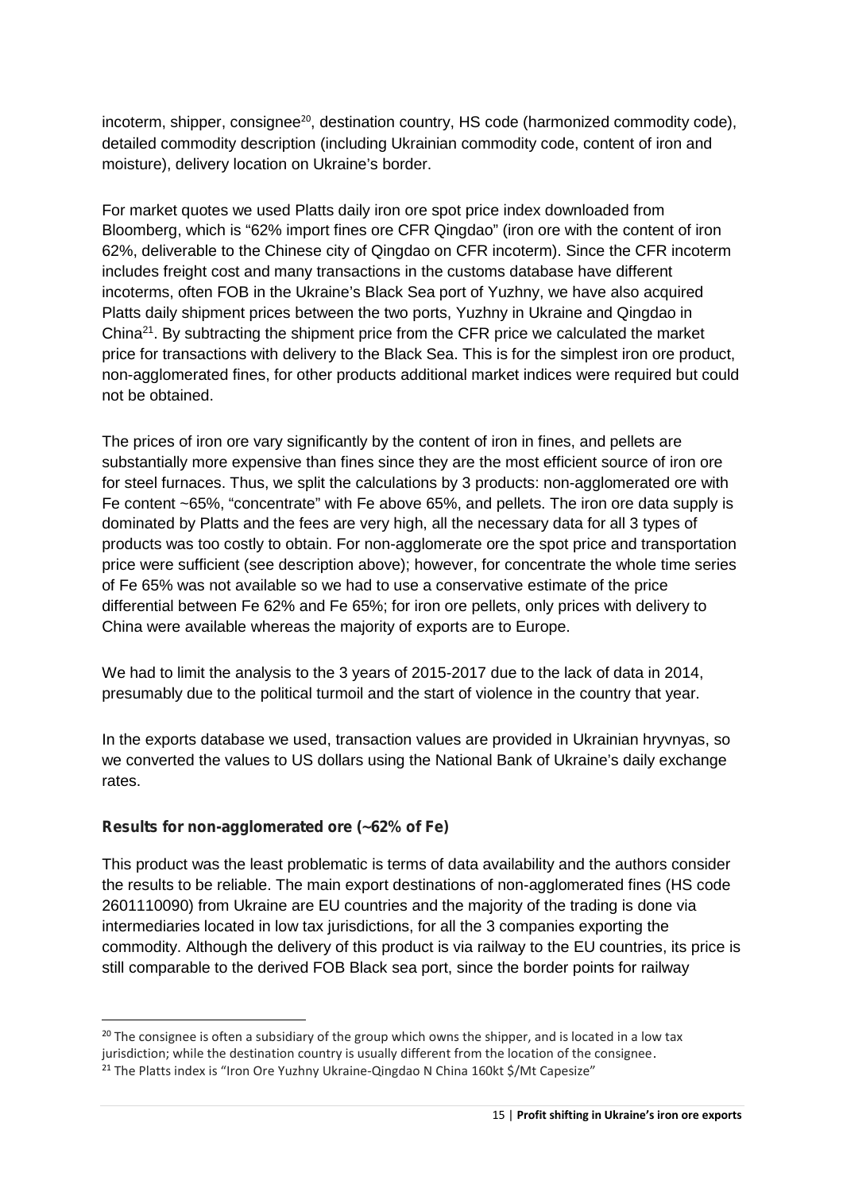incoterm, shipper, consignee[20], destination country, HS code (harmonized commodity code), detailed commodity description (including Ukrainian commodity code, content of iron and moisture), delivery location on Ukraine's border.

For market quotes we used Platts daily iron ore spot price index downloaded from Bloomberg, which is "62% import fines ore CFR Qingdao" (iron ore with the content of iron 62%, deliverable to the Chinese city of Qingdao on CFR incoterm). Since the CFR incoterm includes freight cost and many transactions in the customs database have different incoterms, often FOB in the Ukraine's Black Sea port of Yuzhny, we have also acquired Platts daily shipment prices between the two ports, Yuzhny in Ukraine and Qingdao in China[21]. By subtracting the shipment price from the CFR price we calculated the market price for transactions with delivery to the Black Sea. This is for the simplest iron ore product, non-agglomerated fines, for other products additional market indices were required but could not be obtained.

The prices of iron ore vary significantly by the content of iron in fines, and pellets are substantially more expensive than fines since they are the most efficient source of iron ore for steel furnaces. Thus, we split the calculations by 3 products: non-agglomerated ore with Fe content ~65%, "concentrate" with Fe above 65%, and pellets. The iron ore data supply is dominated by Platts and the fees are very high, all the necessary data for all 3 types of products was too costly to obtain. For non-agglomerate ore the spot price and transportation price were sufficient (see description above); however, for concentrate the whole time series of Fe 65% was not available so we had to use a conservative estimate of the price differential between Fe 62% and Fe 65%; for iron ore pellets, only prices with delivery to China were available whereas the majority of exports are to Europe.

We had to limit the analysis to the 3 years of 2015-2017 due to the lack of data in 2014, presumably due to the political turmoil and the start of violence in the country that year.

In the exports database we used, transaction values are provided in Ukrainian hryvnyas, so we converted the values to US dollars using the National Bank of Ukraine's daily exchange rates.

**Results for non-agglomerated ore (~62% of Fe)**

This product was the least problematic is terms of data availability and the authors consider the results to be reliable. The main export destinations of non-agglomerated fines (HS code 2601110090) from Ukraine are EU countries and the majority of the trading is done via intermediaries located in low tax jurisdictions, for all the 3 companies exporting the commodity. Although the delivery of this product is via railway to the EU countries, its price is still comparable to the derived FOB Black sea port, since the border points for railway

[20] The consignee is often a subsidiary of the group which owns the shipper, and is located in a low tax jurisdiction; while the destination country is usually different from the location of the consignee.

[21] The Platts index is "Iron Ore Yuzhny Ukraine-Qingdao N China 160kt $/Mt Capesize"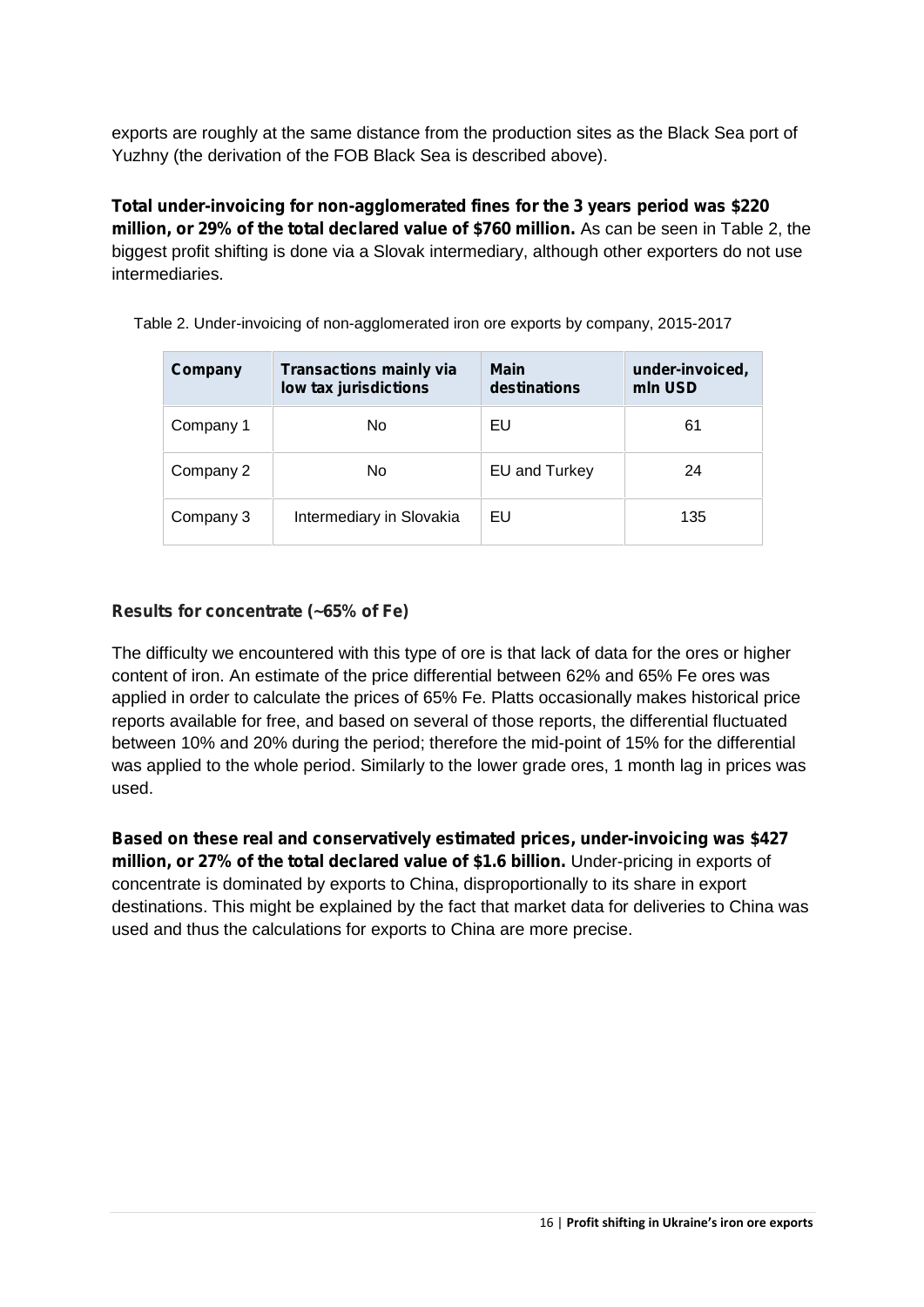exports are roughly at the same distance from the production sites as the Black Sea port of Yuzhny (the derivation of the FOB Black Sea is described above).

**Total under-invoicing for non-agglomerated fines for the 3 years period was $220 million, or 29% of the total declared value of $760 million.** As can be seen in Table 2, the biggest profit shifting is done via a Slovak intermediary, although other exporters do not use intermediaries.

Table 2. Under-invoicing of non-agglomerated iron ore exports by company, 2015-2017

| Company | Transactions mainly via low tax jurisdictions | Main destinations | under-invoiced, mln USD |
|---|---|---|---|
| Company 1 | No | EU | 61 |
| Company 2 | No | EU and Turkey | 24 |
| Company 3 | Intermediary in Slovakia | EU | 135 |

### Results for concentrate (~65% of Fe)

The difficulty we encountered with this type of ore is that lack of data for the ores or higher content of iron. An estimate of the price differential between 62% and 65% Fe ores was applied in order to calculate the prices of 65% Fe. Platts occasionally makes historical price reports available for free, and based on several of those reports, the differential fluctuated between 10% and 20% during the period; therefore the mid-point of 15% for the differential was applied to the whole period. Similarly to the lower grade ores, 1 month lag in prices was used.

**Based on these real and conservatively estimated prices, under-invoicing was $427 million, or 27% of the total declared value of $1.6 billion.** Under-pricing in exports of concentrate is dominated by exports to China, disproportionally to its share in export destinations. This might be explained by the fact that market data for deliveries to China was used and thus the calculations for exports to China are more precise.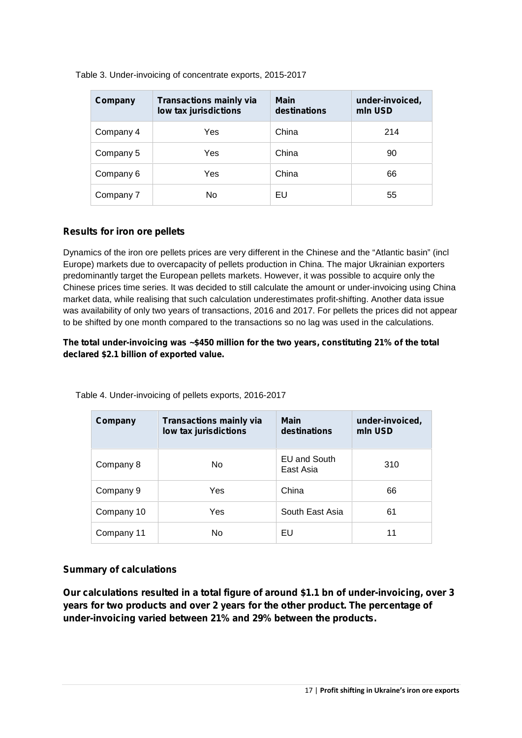Table 3. Under-invoicing of concentrate exports, 2015-2017

| Company | Transactions mainly via low tax jurisdictions | Main destinations | under-invoiced, mln USD |
|---|---|---|---|
| Company 4 | Yes | China | 214 |
| Company 5 | Yes | China | 90 |
| Company 6 | Yes | China | 66 |
| Company 7 | No | EU | 55 |

### Results for iron ore pellets

Dynamics of the iron ore pellets prices are very different in the Chinese and the "Atlantic basin" (incl Europe) markets due to overcapacity of pellets production in China. The major Ukrainian exporters predominantly target the European pellets markets. However, it was possible to acquire only the Chinese prices time series. It was decided to still calculate the amount or under-invoicing using China market data, while realising that such calculation underestimates profit-shifting. Another data issue was availability of only two years of transactions, 2016 and 2017. For pellets the prices did not appear to be shifted by one month compared to the transactions so no lag was used in the calculations.

**The total under-invoicing was ~$450 million for the two years, constituting 21% of the total declared $2.1 billion of exported value.**

Table 4. Under-invoicing of pellets exports, 2016-2017

| Company | Transactions mainly via low tax jurisdictions | Main destinations | under-invoiced, mln USD |
|---|---|---|---|
| Company 8 | No | EU and South East Asia | 310 |
| Company 9 | Yes | China | 66 |
| Company 10 | Yes | South East Asia | 61 |
| Company 11 | No | EU | 11 |

### Summary of calculations

**Our calculations resulted in a total figure of around $1.1 bn of under-invoicing, over 3 years for two products and over 2 years for the other product. The percentage of under-invoicing varied between 21% and 29% between the products.**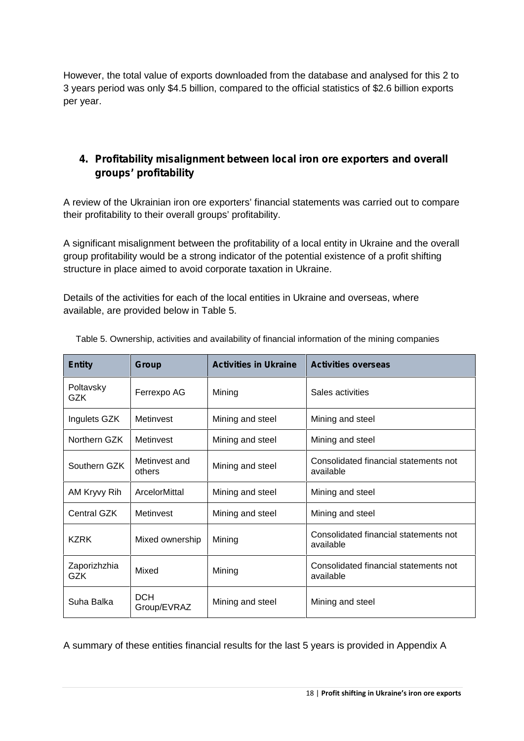However, the total value of exports downloaded from the database and analysed for this 2 to 3 years period was only $4.5 billion, compared to the official statistics of $2.6 billion exports per year.

## 4. Profitability misalignment between local iron ore exporters and overall groups' profitability

A review of the Ukrainian iron ore exporters' financial statements was carried out to compare their profitability to their overall groups' profitability.

A significant misalignment between the profitability of a local entity in Ukraine and the overall group profitability would be a strong indicator of the potential existence of a profit shifting structure in place aimed to avoid corporate taxation in Ukraine.

Details of the activities for each of the local entities in Ukraine and overseas, where available, are provided below in Table 5.

Table 5. Ownership, activities and availability of financial information of the mining companies

| Entity | Group | Activities in Ukraine | Activities overseas |
|---|---|---|---|
| Poltavsky GZK | Ferrexpo AG | Mining | Sales activities |
| Ingulets GZK | Metinvest | Mining and steel | Mining and steel |
| Northern GZK | Metinvest | Mining and steel | Mining and steel |
| Southern GZK | Metinvest and others | Mining and steel | Consolidated financial statements not available |
| AM Kryvy Rih | ArcelorMittal | Mining and steel | Mining and steel |
| Central GZK | Metinvest | Mining and steel | Mining and steel |
| KZRK | Mixed ownership | Mining | Consolidated financial statements not available |
| Zaporizhzhia GZK | Mixed | Mining | Consolidated financial statements not available |
| Suha Balka | DCH Group/EVRAZ | Mining and steel | Mining and steel |

A summary of these entities financial results for the last 5 years is provided in Appendix A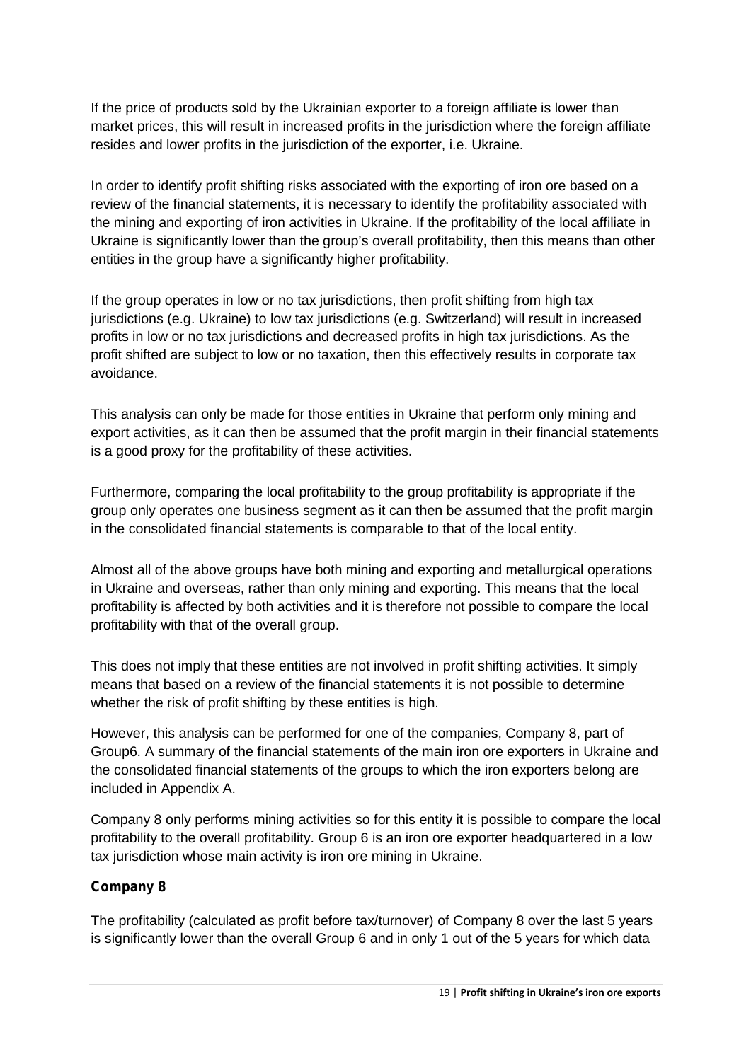If the price of products sold by the Ukrainian exporter to a foreign affiliate is lower than market prices, this will result in increased profits in the jurisdiction where the foreign affiliate resides and lower profits in the jurisdiction of the exporter, i.e. Ukraine.

In order to identify profit shifting risks associated with the exporting of iron ore based on a review of the financial statements, it is necessary to identify the profitability associated with the mining and exporting of iron activities in Ukraine. If the profitability of the local affiliate in Ukraine is significantly lower than the group's overall profitability, then this means than other entities in the group have a significantly higher profitability.

If the group operates in low or no tax jurisdictions, then profit shifting from high tax jurisdictions (e.g. Ukraine) to low tax jurisdictions (e.g. Switzerland) will result in increased profits in low or no tax jurisdictions and decreased profits in high tax jurisdictions. As the profit shifted are subject to low or no taxation, then this effectively results in corporate tax avoidance.

This analysis can only be made for those entities in Ukraine that perform only mining and export activities, as it can then be assumed that the profit margin in their financial statements is a good proxy for the profitability of these activities.

Furthermore, comparing the local profitability to the group profitability is appropriate if the group only operates one business segment as it can then be assumed that the profit margin in the consolidated financial statements is comparable to that of the local entity.

Almost all of the above groups have both mining and exporting and metallurgical operations in Ukraine and overseas, rather than only mining and exporting. This means that the local profitability is affected by both activities and it is therefore not possible to compare the local profitability with that of the overall group.

This does not imply that these entities are not involved in profit shifting activities. It simply means that based on a review of the financial statements it is not possible to determine whether the risk of profit shifting by these entities is high.

However, this analysis can be performed for one of the companies, Company 8, part of Group6. A summary of the financial statements of the main iron ore exporters in Ukraine and the consolidated financial statements of the groups to which the iron exporters belong are included in Appendix A.

Company 8 only performs mining activities so for this entity it is possible to compare the local profitability to the overall profitability. Group 6 is an iron ore exporter headquartered in a low tax jurisdiction whose main activity is iron ore mining in Ukraine.

**Company 8**

The profitability (calculated as profit before tax/turnover) of Company 8 over the last 5 years is significantly lower than the overall Group 6 and in only 1 out of the 5 years for which data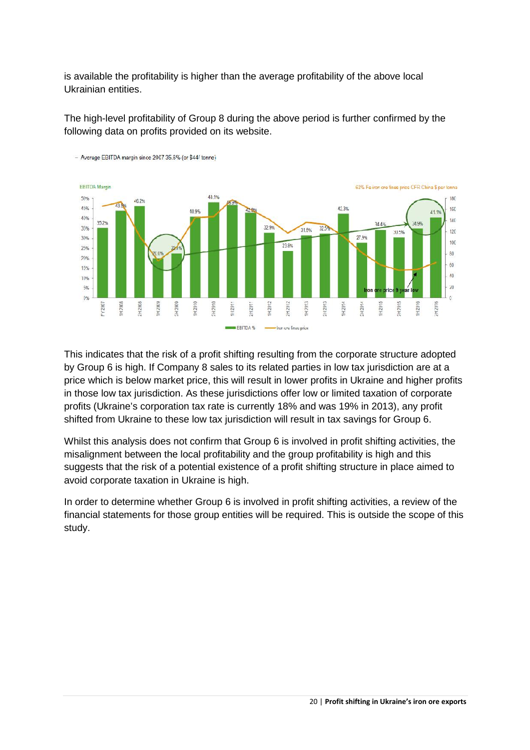is available the profitability is higher than the average profitability of the above local Ukrainian entities.

The high-level profitability of Group 8 during the above period is further confirmed by the following data on profits provided on its website.

This indicates that the risk of a profit shifting resulting from the corporate structure adopted by Group 6 is high. If Company 8 sales to its related parties in low tax jurisdiction are at a price which is below market price, this will result in lower profits in Ukraine and higher profits in those low tax jurisdiction. As these jurisdictions offer low or limited taxation of corporate profits (Ukraine's corporation tax rate is currently 18% and was 19% in 2013), any profit shifted from Ukraine to these low tax jurisdiction will result in tax savings for Group 6.

Whilst this analysis does not confirm that Group 6 is involved in profit shifting activities, the misalignment between the local profitability and the group profitability is high and this suggests that the risk of a potential existence of a profit shifting structure in place aimed to avoid corporate taxation in Ukraine is high.

In order to determine whether Group 6 is involved in profit shifting activities, a review of the financial statements for those group entities will be required. This is outside the scope of this study.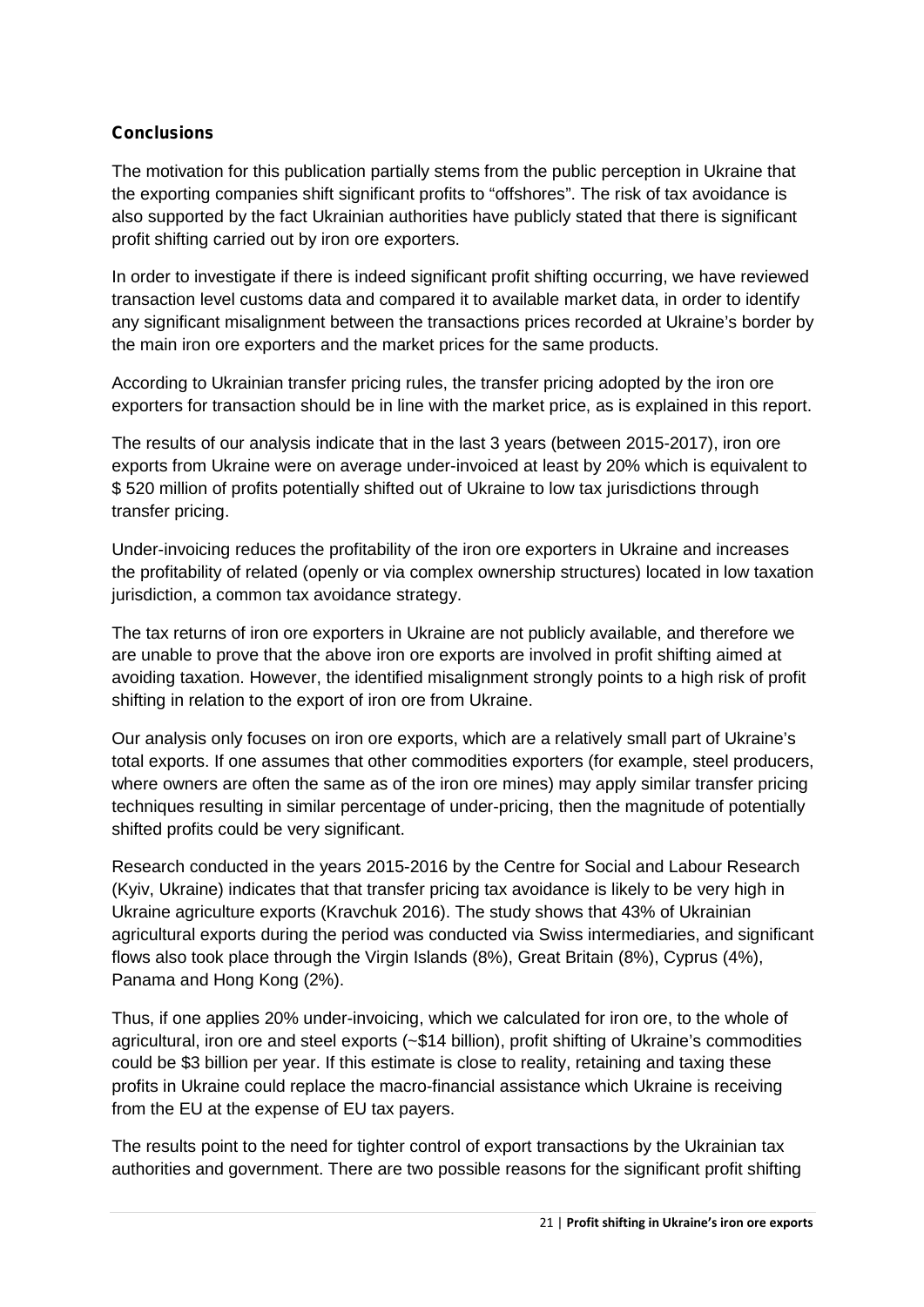**Conclusions**

The motivation for this publication partially stems from the public perception in Ukraine that the exporting companies shift significant profits to "offshores". The risk of tax avoidance is also supported by the fact Ukrainian authorities have publicly stated that there is significant profit shifting carried out by iron ore exporters.

In order to investigate if there is indeed significant profit shifting occurring, we have reviewed transaction level customs data and compared it to available market data, in order to identify any significant misalignment between the transactions prices recorded at Ukraine's border by the main iron ore exporters and the market prices for the same products.

According to Ukrainian transfer pricing rules, the transfer pricing adopted by the iron ore exporters for transaction should be in line with the market price, as is explained in this report.

The results of our analysis indicate that in the last 3 years (between 2015-2017), iron ore exports from Ukraine were on average under-invoiced at least by 20% which is equivalent to $ 520 million of profits potentially shifted out of Ukraine to low tax jurisdictions through transfer pricing.

Under-invoicing reduces the profitability of the iron ore exporters in Ukraine and increases the profitability of related (openly or via complex ownership structures) located in low taxation jurisdiction, a common tax avoidance strategy.

The tax returns of iron ore exporters in Ukraine are not publicly available, and therefore we are unable to prove that the above iron ore exports are involved in profit shifting aimed at avoiding taxation. However, the identified misalignment strongly points to a high risk of profit shifting in relation to the export of iron ore from Ukraine.

Our analysis only focuses on iron ore exports, which are a relatively small part of Ukraine's total exports. If one assumes that other commodities exporters (for example, steel producers, where owners are often the same as of the iron ore mines) may apply similar transfer pricing techniques resulting in similar percentage of under-pricing, then the magnitude of potentially shifted profits could be very significant.

Research conducted in the years 2015-2016 by the Centre for Social and Labour Research (Kyiv, Ukraine) indicates that that transfer pricing tax avoidance is likely to be very high in Ukraine agriculture exports (Kravchuk 2016). The study shows that 43% of Ukrainian agricultural exports during the period was conducted via Swiss intermediaries, and significant flows also took place through the Virgin Islands (8%), Great Britain (8%), Cyprus (4%), Panama and Hong Kong (2%).

Thus, if one applies 20% under-invoicing, which we calculated for iron ore, to the whole of agricultural, iron ore and steel exports (~$14 billion), profit shifting of Ukraine's commodities could be $3 billion per year. If this estimate is close to reality, retaining and taxing these profits in Ukraine could replace the macro-financial assistance which Ukraine is receiving from the EU at the expense of EU tax payers.

The results point to the need for tighter control of export transactions by the Ukrainian tax authorities and government. There are two possible reasons for the significant profit shifting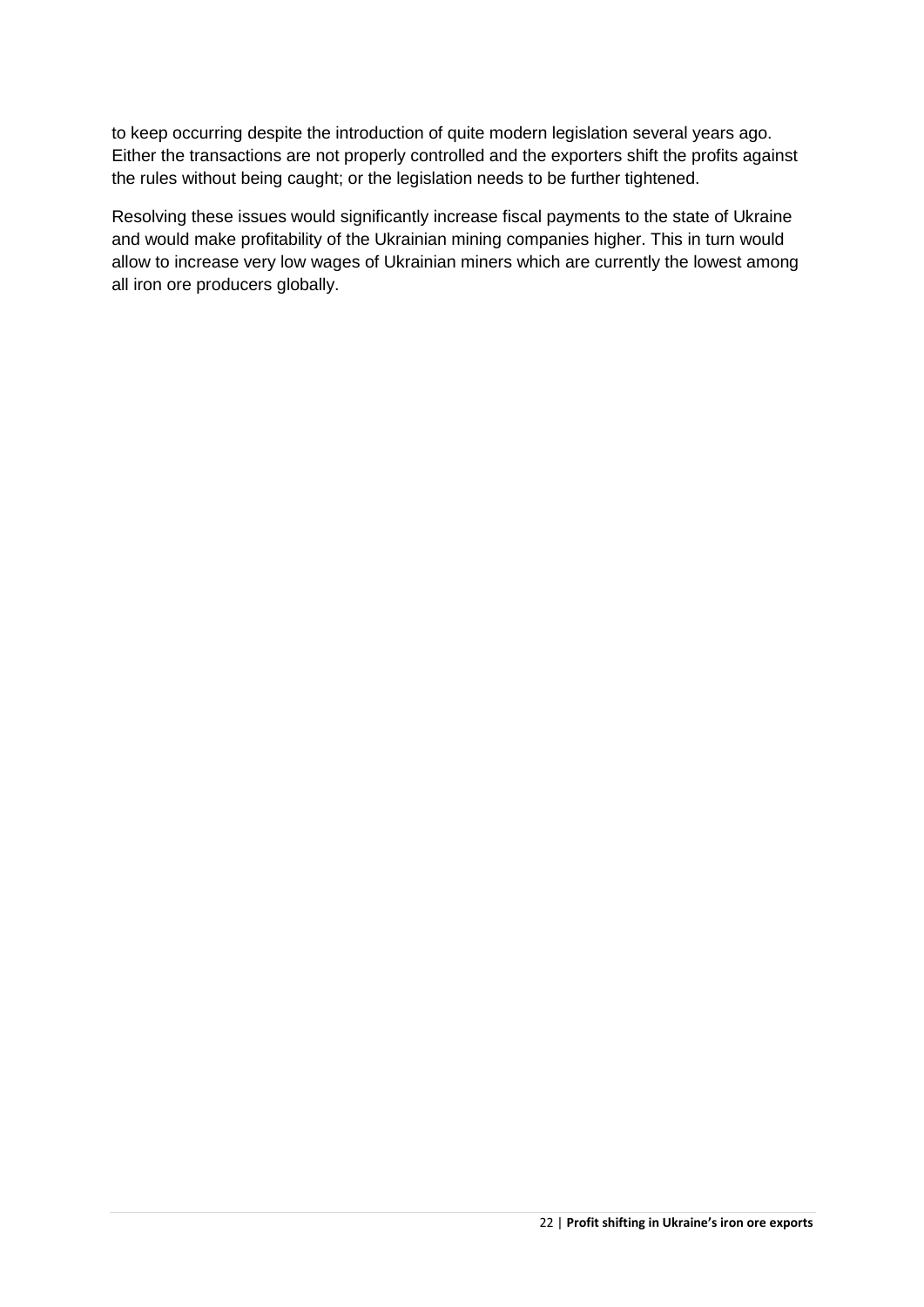to keep occurring despite the introduction of quite modern legislation several years ago. Either the transactions are not properly controlled and the exporters shift the profits against the rules without being caught; or the legislation needs to be further tightened.

Resolving these issues would significantly increase fiscal payments to the state of Ukraine and would make profitability of the Ukrainian mining companies higher. This in turn would allow to increase very low wages of Ukrainian miners which are currently the lowest among all iron ore producers globally.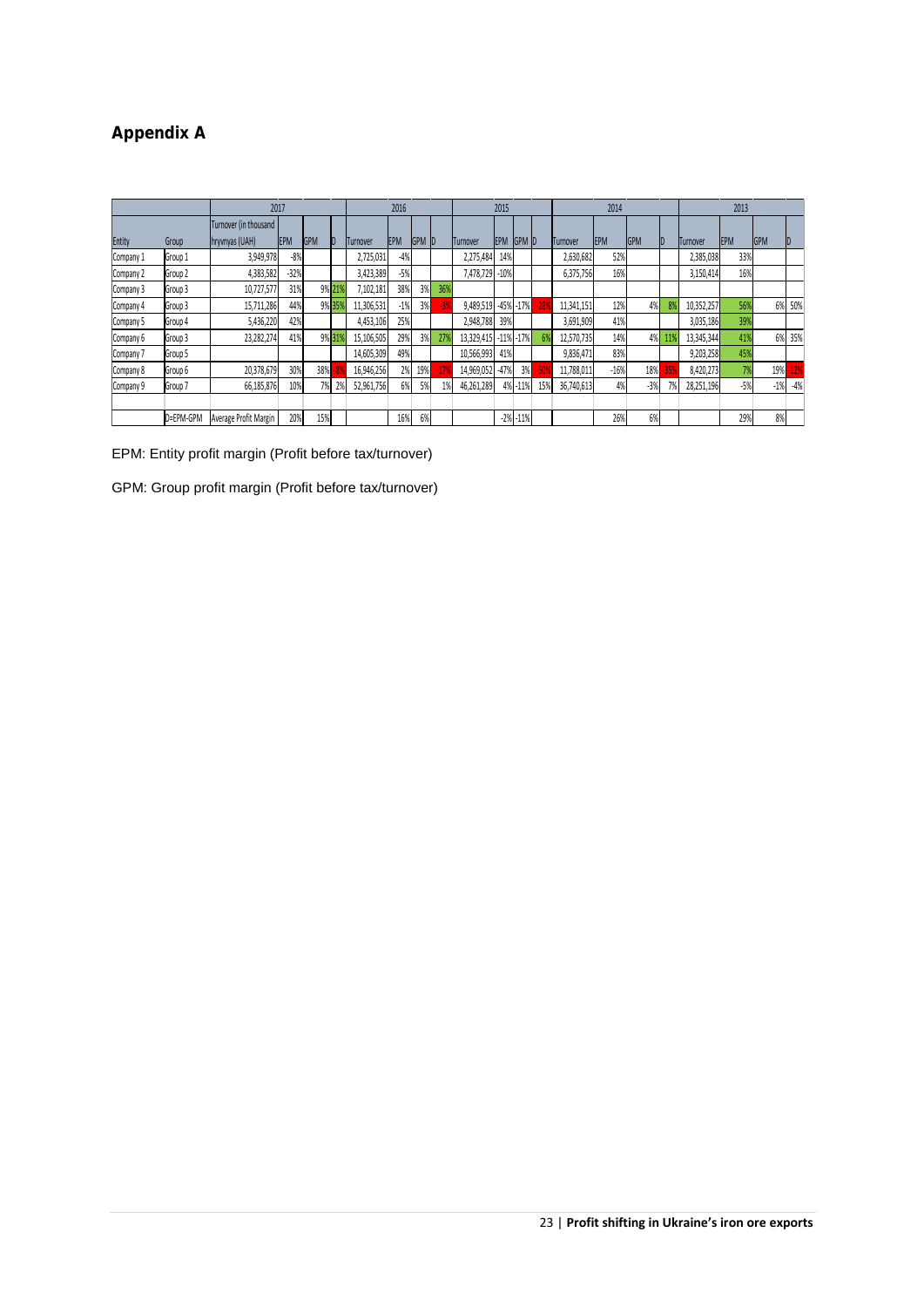## Appendix A

| | | 2017 | | | | 2016 | | | | 2015 | | | | 2014 | | | | 2013 | | | |
|---|---|---|---|---|---|---|---|---|---|---|---|---|---|---|---|---|---|---|---|---|---|
| Entity | Group | Turnover (in thousand hryvnyas (UAH) | EPM | GPM | D | Turnover | EPM | GPM | D | Turnover | EPM | GPM | D | Turnover | EPM | GPM | D | Turnover | EPM | GPM | D |
| Company 1 | Group 1 | 3,949,978 | -8% | | | 2,725,031 | -4% | | | 2,275,484 | 14% | | | 2,630,682 | 52% | | | 2,385,038 | 33% | | |
| Company 2 | Group 2 | 4,383,582 | -32% | | | 3,423,389 | -5% | | | 7,478,729 | -10% | | | 6,375,756 | 16% | | | 3,150,414 | 16% | | |
| Company 3 | Group 3 | 10,727,577 | 31% | 9% | 21% | 7,102,181 | 38% | 3% | 36% | | | | | | | | | | | | |
| Company 4 | Group 3 | 15,711,286 | 44% | 9% | 35% | 11,306,531 | -1% | 3% | -3% | 9,489,519 | -45% | -17% | -28% | 11,341,151 | 12% | 4% | 8% | 10,352,257 | 56% | 6% | 50% |
| Company 5 | Group 4 | 5,436,220 | 42% | | | 4,453,106 | 25% | | | 2,948,788 | 39% | | | 3,691,909 | 41% | | | 3,035,186 | 39% | | |
| Company 6 | Group 3 | 23,282,274 | 41% | 9% | 31% | 15,106,505 | 29% | 3% | 27% | 13,329,415 | -11% | -17% | 6% | 12,570,735 | 14% | 4% | 11% | 13,345,344 | 41% | 6% | 35% |
| Company 7 | Group 5 | | | | | 14,605,309 | 49% | | | 10,566,993 | 41% | | | 9,836,471 | 83% | | | 9,203,258 | 45% | | |
| Company 8 | Group 6 | 20,378,679 | 30% | 38% | -8% | 16,946,256 | 2% | 19% | -17% | 14,969,052 | -47% | 3% | -50% | 11,788,011 | -16% | 18% | -35% | 8,420,273 | 7% | 19% | -12% |
| Company 9 | Group 7 | 66,185,876 | 10% | 7% | 2% | 52,961,756 | 6% | 5% | 1% | 46,261,289 | 4% | -11% | 15% | 36,740,613 | 4% | -3% | 7% | 28,251,196 | -5% | -1% | -4% |
| | | | | | | | | | | | | | | | | | | | | | |
| | D=EPM-GPM | Average Profit Margin | 20% | 15% | | | 16% | 6% | | | -2% | -11% | | | 26% | 6% | | | 29% | 8% | |

EPM: Entity profit margin (Profit before tax/turnover)

GPM: Group profit margin (Profit before tax/turnover)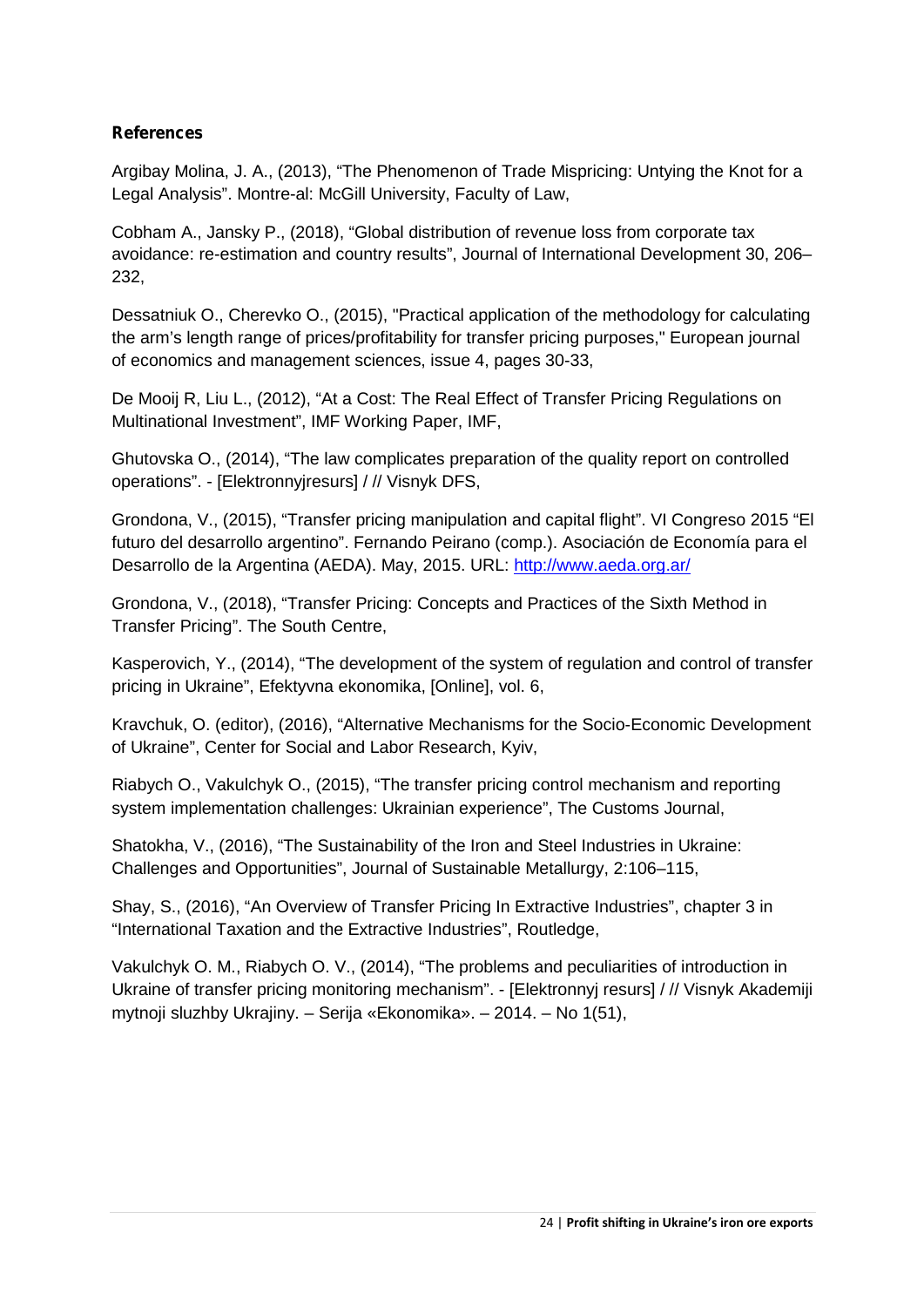## References

Argibay Molina, J. A., (2013), “The Phenomenon of Trade Mispricing: Untying the Knot for a Legal Analysis”. Montre-al: McGill University, Faculty of Law,

Cobham A., Jansky P., (2018), “Global distribution of revenue loss from corporate tax avoidance: re-estimation and country results”, Journal of International Development 30, 206–232,

Dessatniuk O., Cherevko O., (2015), "Practical application of the methodology for calculating the arm’s length range of prices/profitability for transfer pricing purposes," European journal of economics and management sciences, issue 4, pages 30-33,

De Mooij R, Liu L., (2012), “At a Cost: The Real Effect of Transfer Pricing Regulations on Multinational Investment”, IMF Working Paper, IMF,

Ghutovska O., (2014), “The law complicates preparation of the quality report on controlled operations”. - [Elektronnyjresurs] / // Visnyk DFS,

Grondona, V., (2015), “Transfer pricing manipulation and capital flight”. VI Congreso 2015 “El futuro del desarrollo argentino”. Fernando Peirano (comp.). Asociación de Economía para el Desarrollo de la Argentina (AEDA). May, 2015. URL: http://www.aeda.org.ar/

Grondona, V., (2018), “Transfer Pricing: Concepts and Practices of the Sixth Method in Transfer Pricing”. The South Centre,

Kasperovich, Y., (2014), “The development of the system of regulation and control of transfer pricing in Ukraine”, Efektyvna ekonomika, [Online], vol. 6,

Kravchuk, O. (editor), (2016), “Alternative Mechanisms for the Socio-Economic Development of Ukraine”, Center for Social and Labor Research, Kyiv,

Riabych O., Vakulchyk O., (2015), “The transfer pricing control mechanism and reporting system implementation challenges: Ukrainian experience”, The Customs Journal,

Shatokha, V., (2016), “The Sustainability of the Iron and Steel Industries in Ukraine: Challenges and Opportunities”, Journal of Sustainable Metallurgy, 2:106–115,

Shay, S., (2016), “An Overview of Transfer Pricing In Extractive Industries”, chapter 3 in “International Taxation and the Extractive Industries”, Routledge,

Vakulchyk O. M., Riabych O. V., (2014), “The problems and peculiarities of introduction in Ukraine of transfer pricing monitoring mechanism”. - [Elektronnyj resurs] / // Visnyk Akademiji mytnoji sluzhby Ukrajiny. – Serija «Ekonomika». – 2014. – No 1(51),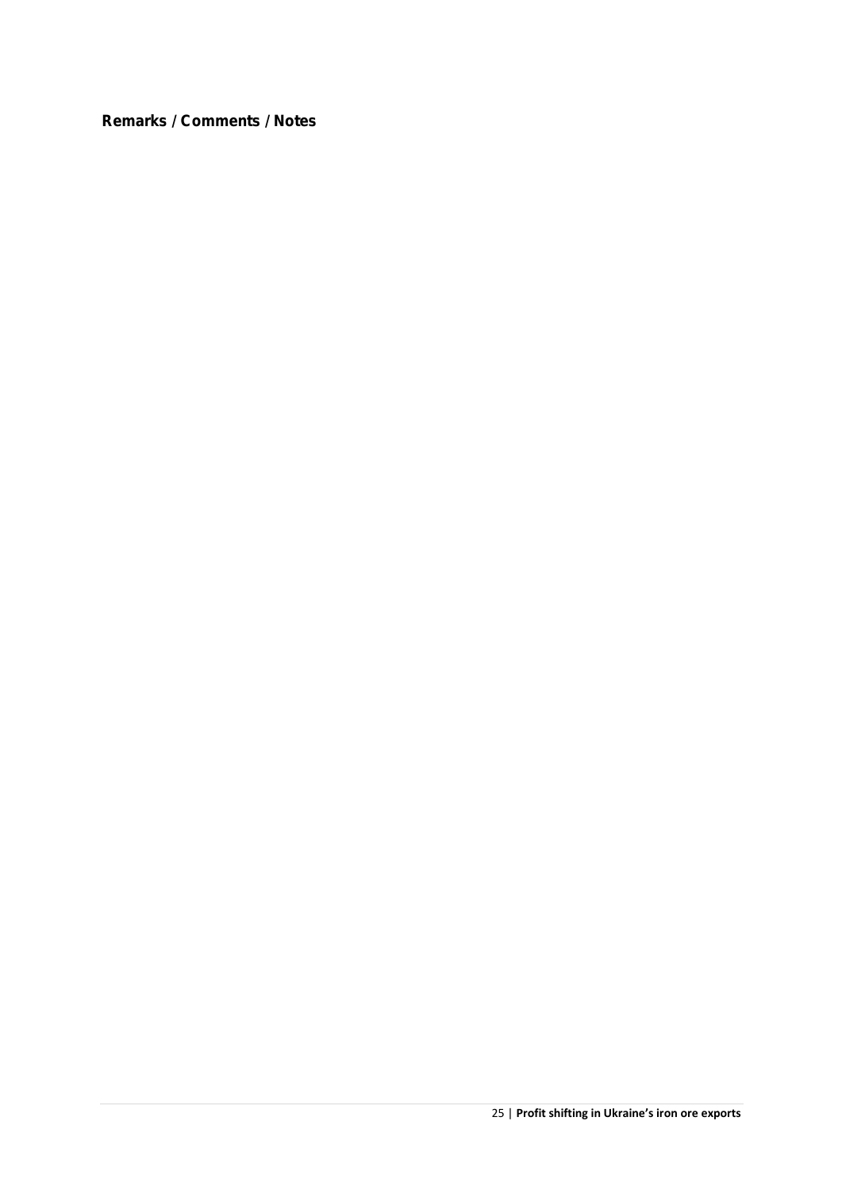**Remarks / Comments / Notes**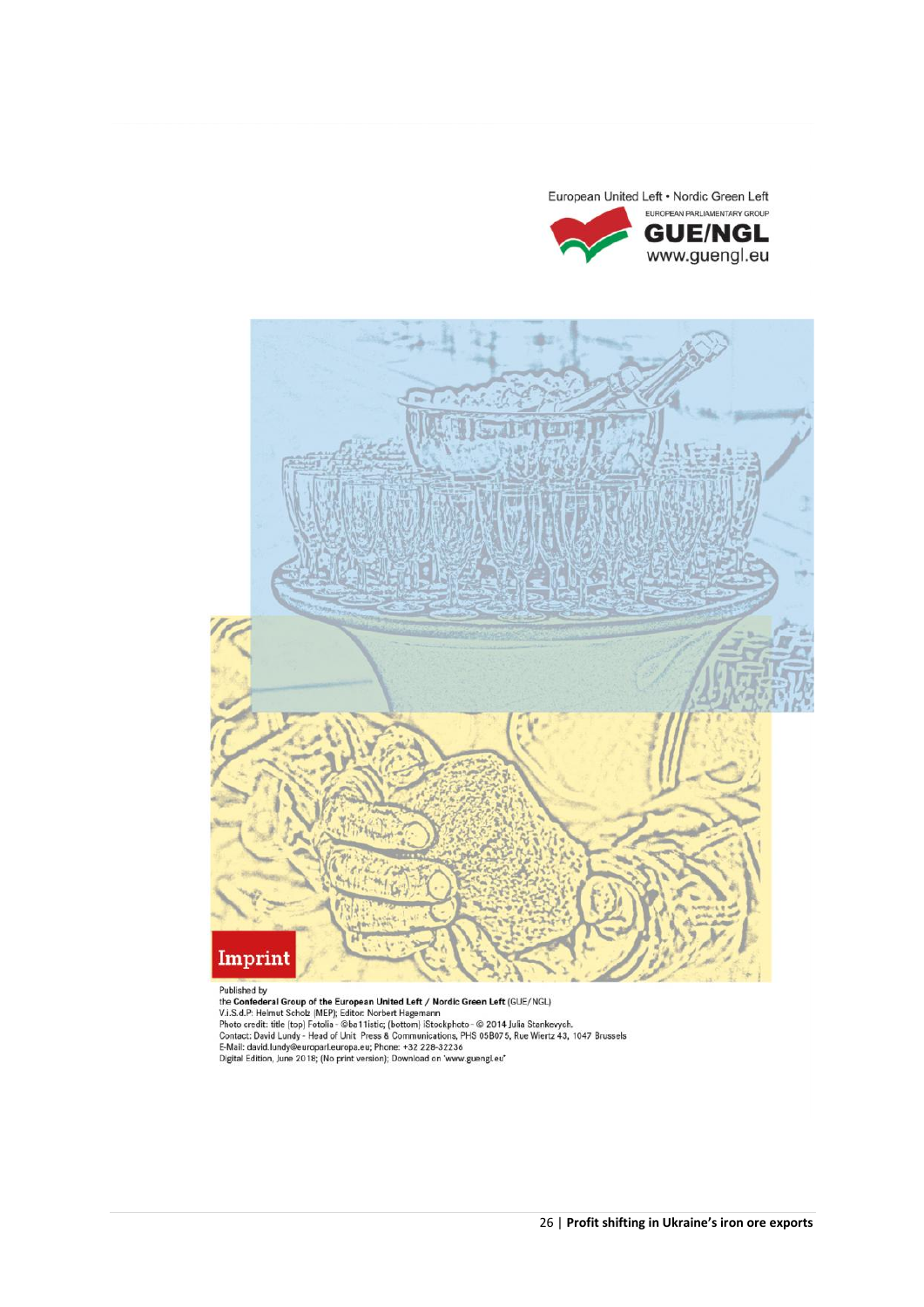European United Left • Nordic Green Left

EUROPEAN PARLIAMENTARY GROUP

**GUE/NGL**

www.guengl.eu

## Imprint

Published by
the **Confederal Group of the European United Left / Nordic Green Left** (GUE/NGL)
V.i.S.d.P: Helmut Scholz (MEP); Editor: Norbert Hagemann
Photo credit: title (top) Fotolia - ©ba11istic; (bottom) iStockphoto - © 2014 Julia Stankevych.
Contact: David Lundy - Head of Unit Press & Communications, PHS 05B075, Rue Wiertz 43, 1047 Brussels
E-Mail: david.lundy@europarl.europa.eu; Phone: +32 228-32236
Digital Edition, June 2018; (No print version); Download on 'www.guengl.eu'